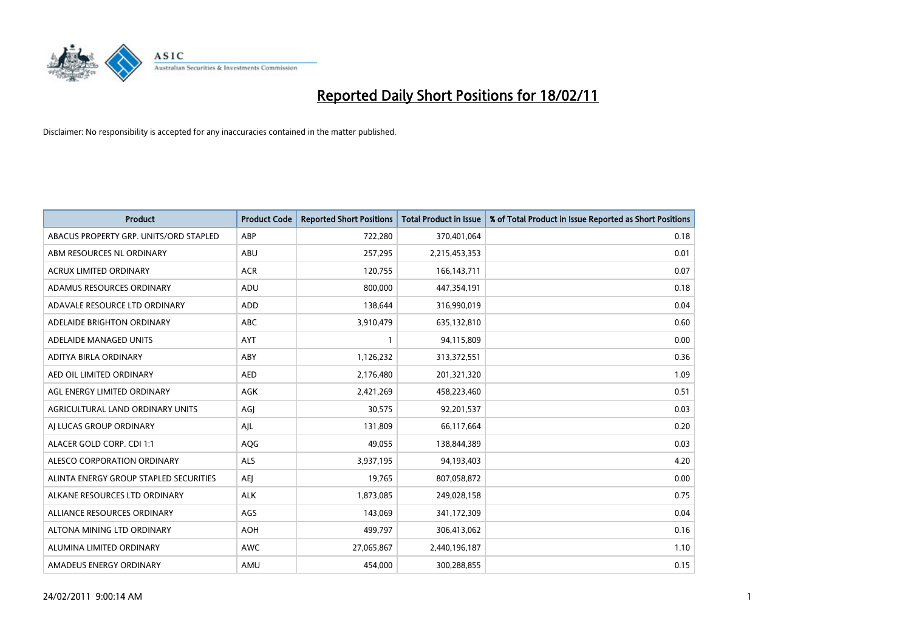# Reported Daily Short Positions for 18/02/11

Disclaimer: No responsibility is accepted for any inaccuracies contained in the matter published.

| Product | Product Code | Reported Short Positions | Total Product in Issue | % of Total Product in Issue Reported as Short Positions |
|---|---|---|---|---|
| ABACUS PROPERTY GRP. UNITS/ORD STAPLED | ABP | 722,280 | 370,401,064 | 0.18 |
| ABM RESOURCES NL ORDINARY | ABU | 257,295 | 2,215,453,353 | 0.01 |
| ACRUX LIMITED ORDINARY | ACR | 120,755 | 166,143,711 | 0.07 |
| ADAMUS RESOURCES ORDINARY | ADU | 800,000 | 447,354,191 | 0.18 |
| ADAVALE RESOURCE LTD ORDINARY | ADD | 138,644 | 316,990,019 | 0.04 |
| ADELAIDE BRIGHTON ORDINARY | ABC | 3,910,479 | 635,132,810 | 0.60 |
| ADELAIDE MANAGED UNITS | AYT | 1 | 94,115,809 | 0.00 |
| ADITYA BIRLA ORDINARY | ABY | 1,126,232 | 313,372,551 | 0.36 |
| AED OIL LIMITED ORDINARY | AED | 2,176,480 | 201,321,320 | 1.09 |
| AGL ENERGY LIMITED ORDINARY | AGK | 2,421,269 | 458,223,460 | 0.51 |
| AGRICULTURAL LAND ORDINARY UNITS | AGJ | 30,575 | 92,201,537 | 0.03 |
| AJ LUCAS GROUP ORDINARY | AJL | 131,809 | 66,117,664 | 0.20 |
| ALACER GOLD CORP. CDI 1:1 | AQG | 49,055 | 138,844,389 | 0.03 |
| ALESCO CORPORATION ORDINARY | ALS | 3,937,195 | 94,193,403 | 4.20 |
| ALINTA ENERGY GROUP STAPLED SECURITIES | AEJ | 19,765 | 807,058,872 | 0.00 |
| ALKANE RESOURCES LTD ORDINARY | ALK | 1,873,085 | 249,028,158 | 0.75 |
| ALLIANCE RESOURCES ORDINARY | AGS | 143,069 | 341,172,309 | 0.04 |
| ALTONA MINING LTD ORDINARY | AOH | 499,797 | 306,413,062 | 0.16 |
| ALUMINA LIMITED ORDINARY | AWC | 27,065,867 | 2,440,196,187 | 1.10 |
| AMADEUS ENERGY ORDINARY | AMU | 454,000 | 300,288,855 | 0.15 |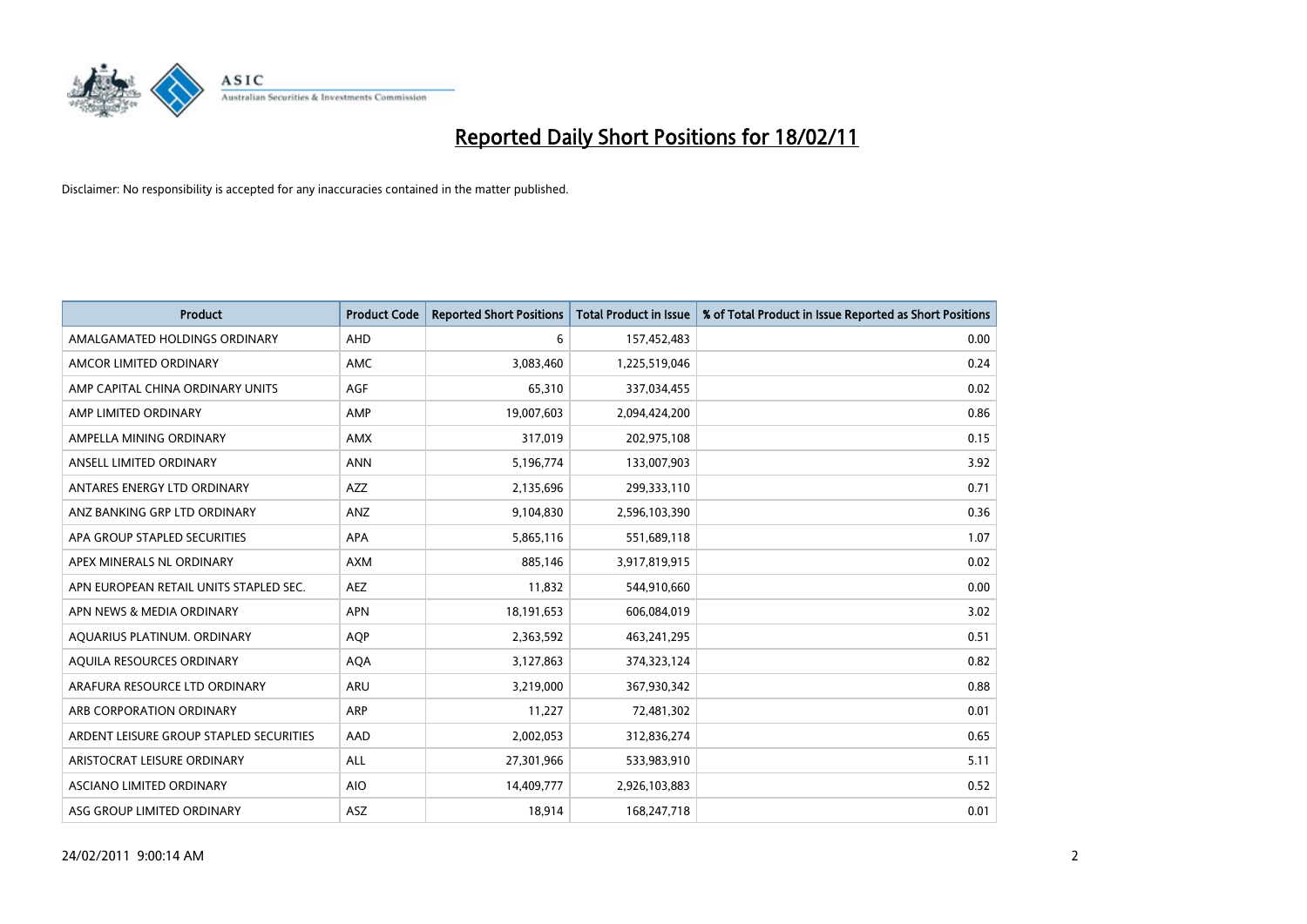# Reported Daily Short Positions for 18/02/11

Disclaimer: No responsibility is accepted for any inaccuracies contained in the matter published.

| Product | Product Code | Reported Short Positions | Total Product in Issue | % of Total Product in Issue Reported as Short Positions |
|---|---|---|---|---|
| AMALGAMATED HOLDINGS ORDINARY | AHD | 6 | 157,452,483 | 0.00 |
| AMCOR LIMITED ORDINARY | AMC | 3,083,460 | 1,225,519,046 | 0.24 |
| AMP CAPITAL CHINA ORDINARY UNITS | AGF | 65,310 | 337,034,455 | 0.02 |
| AMP LIMITED ORDINARY | AMP | 19,007,603 | 2,094,424,200 | 0.86 |
| AMPELLA MINING ORDINARY | AMX | 317,019 | 202,975,108 | 0.15 |
| ANSELL LIMITED ORDINARY | ANN | 5,196,774 | 133,007,903 | 3.92 |
| ANTARES ENERGY LTD ORDINARY | AZZ | 2,135,696 | 299,333,110 | 0.71 |
| ANZ BANKING GRP LTD ORDINARY | ANZ | 9,104,830 | 2,596,103,390 | 0.36 |
| APA GROUP STAPLED SECURITIES | APA | 5,865,116 | 551,689,118 | 1.07 |
| APEX MINERALS NL ORDINARY | AXM | 885,146 | 3,917,819,915 | 0.02 |
| APN EUROPEAN RETAIL UNITS STAPLED SEC. | AEZ | 11,832 | 544,910,660 | 0.00 |
| APN NEWS & MEDIA ORDINARY | APN | 18,191,653 | 606,084,019 | 3.02 |
| AQUARIUS PLATINUM. ORDINARY | AQP | 2,363,592 | 463,241,295 | 0.51 |
| AQUILA RESOURCES ORDINARY | AQA | 3,127,863 | 374,323,124 | 0.82 |
| ARAFURA RESOURCE LTD ORDINARY | ARU | 3,219,000 | 367,930,342 | 0.88 |
| ARB CORPORATION ORDINARY | ARP | 11,227 | 72,481,302 | 0.01 |
| ARDENT LEISURE GROUP STAPLED SECURITIES | AAD | 2,002,053 | 312,836,274 | 0.65 |
| ARISTOCRAT LEISURE ORDINARY | ALL | 27,301,966 | 533,983,910 | 5.11 |
| ASCIANO LIMITED ORDINARY | AIO | 14,409,777 | 2,926,103,883 | 0.52 |
| ASG GROUP LIMITED ORDINARY | ASZ | 18,914 | 168,247,718 | 0.01 |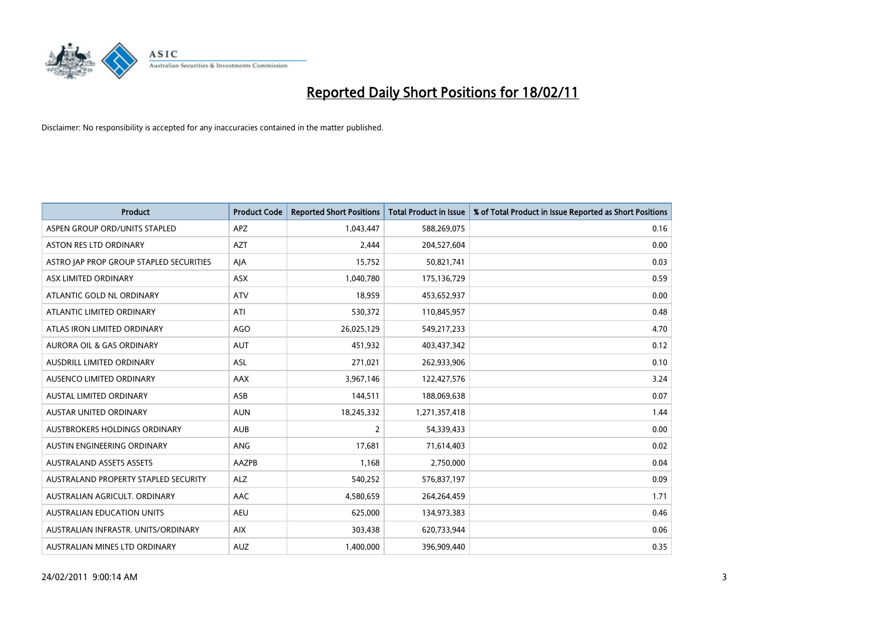# Reported Daily Short Positions for 18/02/11

Disclaimer: No responsibility is accepted for any inaccuracies contained in the matter published.

| Product | Product Code | Reported Short Positions | Total Product in Issue | % of Total Product in Issue Reported as Short Positions |
|---|---|---|---|---|
| ASPEN GROUP ORD/UNITS STAPLED | APZ | 1,043,447 | 588,269,075 | 0.16 |
| ASTON RES LTD ORDINARY | AZT | 2,444 | 204,527,604 | 0.00 |
| ASTRO JAP PROP GROUP STAPLED SECURITIES | AJA | 15,752 | 50,821,741 | 0.03 |
| ASX LIMITED ORDINARY | ASX | 1,040,780 | 175,136,729 | 0.59 |
| ATLANTIC GOLD NL ORDINARY | ATV | 18,959 | 453,652,937 | 0.00 |
| ATLANTIC LIMITED ORDINARY | ATI | 530,372 | 110,845,957 | 0.48 |
| ATLAS IRON LIMITED ORDINARY | AGO | 26,025,129 | 549,217,233 | 4.70 |
| AURORA OIL & GAS ORDINARY | AUT | 451,932 | 403,437,342 | 0.12 |
| AUSDRILL LIMITED ORDINARY | ASL | 271,021 | 262,933,906 | 0.10 |
| AUSENCO LIMITED ORDINARY | AAX | 3,967,146 | 122,427,576 | 3.24 |
| AUSTAL LIMITED ORDINARY | ASB | 144,511 | 188,069,638 | 0.07 |
| AUSTAR UNITED ORDINARY | AUN | 18,245,332 | 1,271,357,418 | 1.44 |
| AUSTBROKERS HOLDINGS ORDINARY | AUB | 2 | 54,339,433 | 0.00 |
| AUSTIN ENGINEERING ORDINARY | ANG | 17,681 | 71,614,403 | 0.02 |
| AUSTRALAND ASSETS ASSETS | AAZPB | 1,168 | 2,750,000 | 0.04 |
| AUSTRALAND PROPERTY STAPLED SECURITY | ALZ | 540,252 | 576,837,197 | 0.09 |
| AUSTRALIAN AGRICULT. ORDINARY | AAC | 4,580,659 | 264,264,459 | 1.71 |
| AUSTRALIAN EDUCATION UNITS | AEU | 625,000 | 134,973,383 | 0.46 |
| AUSTRALIAN INFRASTR. UNITS/ORDINARY | AIX | 303,438 | 620,733,944 | 0.06 |
| AUSTRALIAN MINES LTD ORDINARY | AUZ | 1,400,000 | 396,909,440 | 0.35 |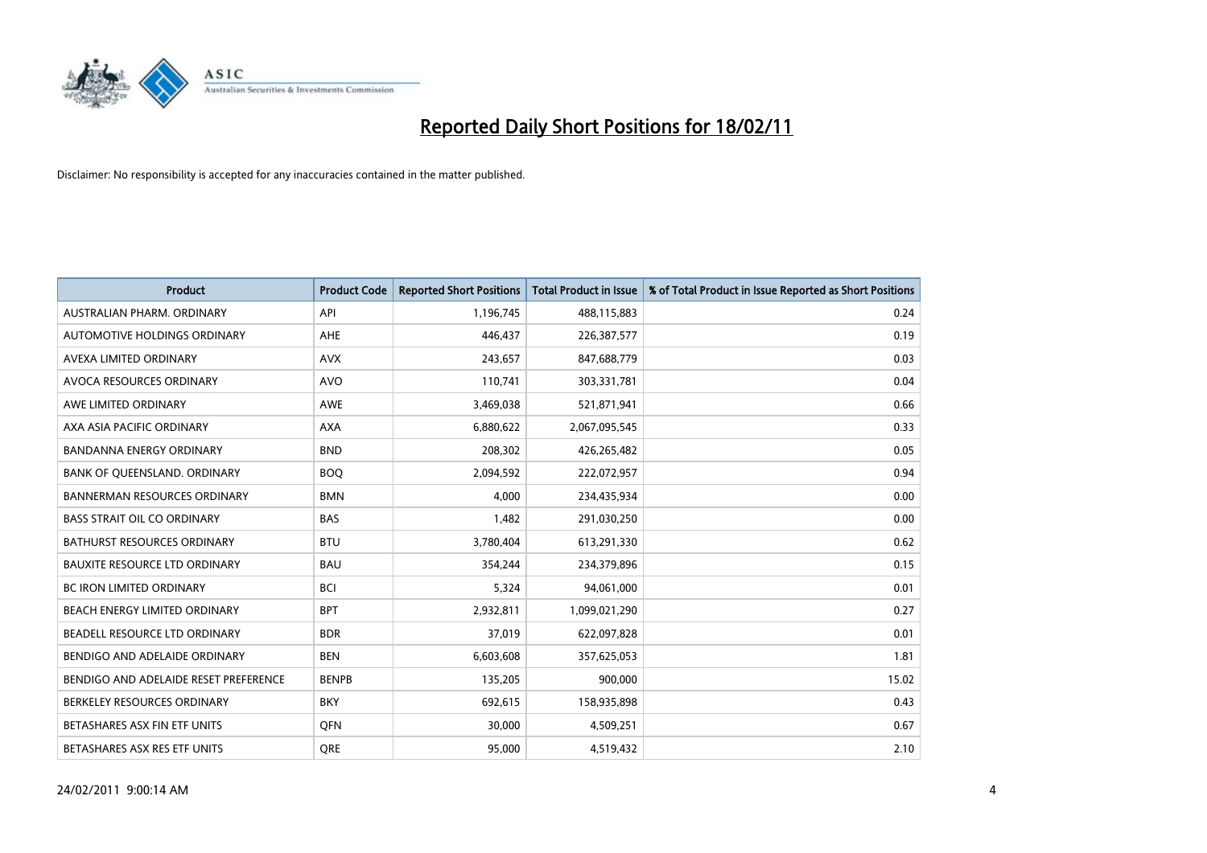# Reported Daily Short Positions for 18/02/11

Disclaimer: No responsibility is accepted for any inaccuracies contained in the matter published.

| Product | Product Code | Reported Short Positions | Total Product in Issue | % of Total Product in Issue Reported as Short Positions |
|---|---|---|---|---|
| AUSTRALIAN PHARM. ORDINARY | API | 1,196,745 | 488,115,883 | 0.24 |
| AUTOMOTIVE HOLDINGS ORDINARY | AHE | 446,437 | 226,387,577 | 0.19 |
| AVEXA LIMITED ORDINARY | AVX | 243,657 | 847,688,779 | 0.03 |
| AVOCA RESOURCES ORDINARY | AVO | 110,741 | 303,331,781 | 0.04 |
| AWE LIMITED ORDINARY | AWE | 3,469,038 | 521,871,941 | 0.66 |
| AXA ASIA PACIFIC ORDINARY | AXA | 6,880,622 | 2,067,095,545 | 0.33 |
| BANDANNA ENERGY ORDINARY | BND | 208,302 | 426,265,482 | 0.05 |
| BANK OF QUEENSLAND. ORDINARY | BOQ | 2,094,592 | 222,072,957 | 0.94 |
| BANNERMAN RESOURCES ORDINARY | BMN | 4,000 | 234,435,934 | 0.00 |
| BASS STRAIT OIL CO ORDINARY | BAS | 1,482 | 291,030,250 | 0.00 |
| BATHURST RESOURCES ORDINARY | BTU | 3,780,404 | 613,291,330 | 0.62 |
| BAUXITE RESOURCE LTD ORDINARY | BAU | 354,244 | 234,379,896 | 0.15 |
| BC IRON LIMITED ORDINARY | BCI | 5,324 | 94,061,000 | 0.01 |
| BEACH ENERGY LIMITED ORDINARY | BPT | 2,932,811 | 1,099,021,290 | 0.27 |
| BEADELL RESOURCE LTD ORDINARY | BDR | 37,019 | 622,097,828 | 0.01 |
| BENDIGO AND ADELAIDE ORDINARY | BEN | 6,603,608 | 357,625,053 | 1.81 |
| BENDIGO AND ADELAIDE RESET PREFERENCE | BENPB | 135,205 | 900,000 | 15.02 |
| BERKELEY RESOURCES ORDINARY | BKY | 692,615 | 158,935,898 | 0.43 |
| BETASHARES ASX FIN ETF UNITS | QFN | 30,000 | 4,509,251 | 0.67 |
| BETASHARES ASX RES ETF UNITS | QRE | 95,000 | 4,519,432 | 2.10 |

24/02/2011 9:00:14 AM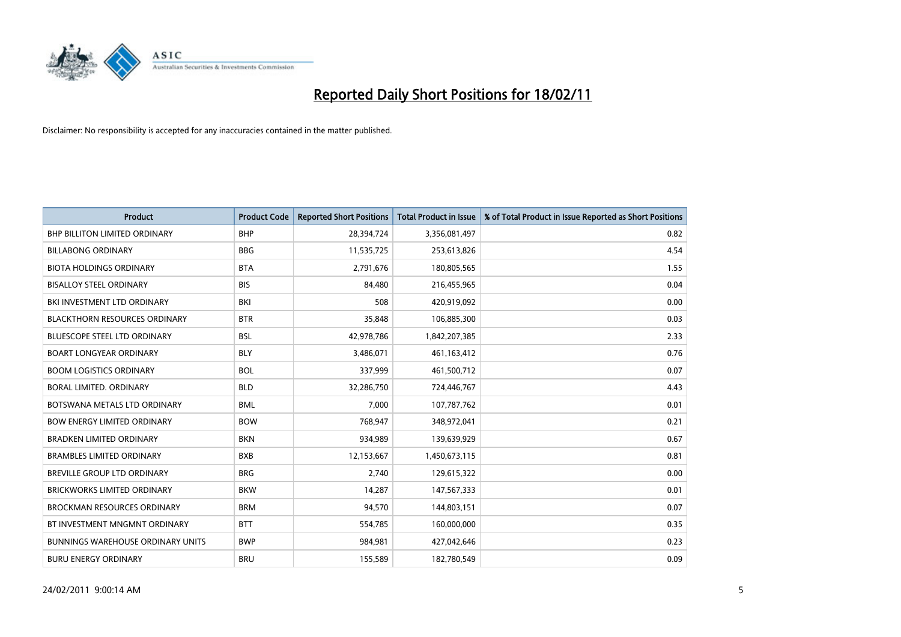# Reported Daily Short Positions for 18/02/11

Disclaimer: No responsibility is accepted for any inaccuracies contained in the matter published.

| Product | Product Code | Reported Short Positions | Total Product in Issue | % of Total Product in Issue Reported as Short Positions |
|---|---|---|---|---|
| BHP BILLITON LIMITED ORDINARY | BHP | 28,394,724 | 3,356,081,497 | 0.82 |
| BILLABONG ORDINARY | BBG | 11,535,725 | 253,613,826 | 4.54 |
| BIOTA HOLDINGS ORDINARY | BTA | 2,791,676 | 180,805,565 | 1.55 |
| BISALLOY STEEL ORDINARY | BIS | 84,480 | 216,455,965 | 0.04 |
| BKI INVESTMENT LTD ORDINARY | BKI | 508 | 420,919,092 | 0.00 |
| BLACKTHORN RESOURCES ORDINARY | BTR | 35,848 | 106,885,300 | 0.03 |
| BLUESCOPE STEEL LTD ORDINARY | BSL | 42,978,786 | 1,842,207,385 | 2.33 |
| BOART LONGYEAR ORDINARY | BLY | 3,486,071 | 461,163,412 | 0.76 |
| BOOM LOGISTICS ORDINARY | BOL | 337,999 | 461,500,712 | 0.07 |
| BORAL LIMITED. ORDINARY | BLD | 32,286,750 | 724,446,767 | 4.43 |
| BOTSWANA METALS LTD ORDINARY | BML | 7,000 | 107,787,762 | 0.01 |
| BOW ENERGY LIMITED ORDINARY | BOW | 768,947 | 348,972,041 | 0.21 |
| BRADKEN LIMITED ORDINARY | BKN | 934,989 | 139,639,929 | 0.67 |
| BRAMBLES LIMITED ORDINARY | BXB | 12,153,667 | 1,450,673,115 | 0.81 |
| BREVILLE GROUP LTD ORDINARY | BRG | 2,740 | 129,615,322 | 0.00 |
| BRICKWORKS LIMITED ORDINARY | BKW | 14,287 | 147,567,333 | 0.01 |
| BROCKMAN RESOURCES ORDINARY | BRM | 94,570 | 144,803,151 | 0.07 |
| BT INVESTMENT MNGMNT ORDINARY | BTT | 554,785 | 160,000,000 | 0.35 |
| BUNNINGS WAREHOUSE ORDINARY UNITS | BWP | 984,981 | 427,042,646 | 0.23 |
| BURU ENERGY ORDINARY | BRU | 155,589 | 182,780,549 | 0.09 |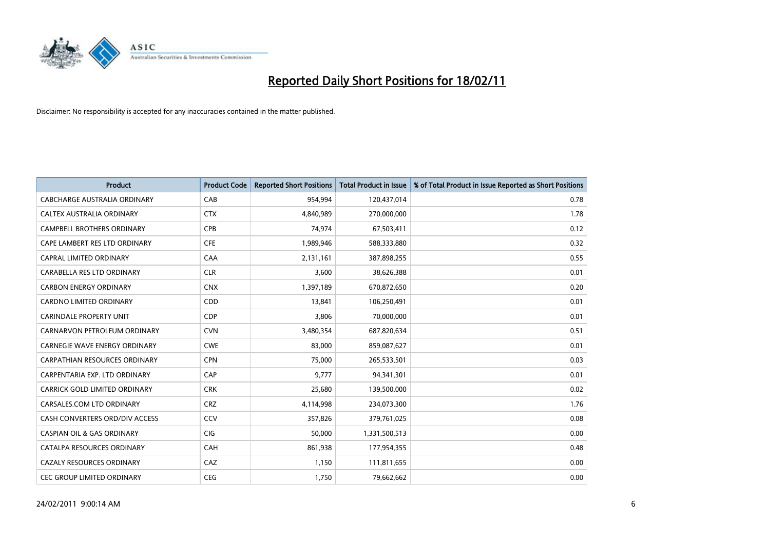# Reported Daily Short Positions for 18/02/11

Disclaimer: No responsibility is accepted for any inaccuracies contained in the matter published.

| Product | Product Code | Reported Short Positions | Total Product in Issue | % of Total Product in Issue Reported as Short Positions |
|---|---|---|---|---|
| CABCHARGE AUSTRALIA ORDINARY | CAB | 954,994 | 120,437,014 | 0.78 |
| CALTEX AUSTRALIA ORDINARY | CTX | 4,840,989 | 270,000,000 | 1.78 |
| CAMPBELL BROTHERS ORDINARY | CPB | 74,974 | 67,503,411 | 0.12 |
| CAPE LAMBERT RES LTD ORDINARY | CFE | 1,989,946 | 588,333,880 | 0.32 |
| CAPRAL LIMITED ORDINARY | CAA | 2,131,161 | 387,898,255 | 0.55 |
| CARABELLA RES LTD ORDINARY | CLR | 3,600 | 38,626,388 | 0.01 |
| CARBON ENERGY ORDINARY | CNX | 1,397,189 | 670,872,650 | 0.20 |
| CARDNO LIMITED ORDINARY | CDD | 13,841 | 106,250,491 | 0.01 |
| CARINDALE PROPERTY UNIT | CDP | 3,806 | 70,000,000 | 0.01 |
| CARNARVON PETROLEUM ORDINARY | CVN | 3,480,354 | 687,820,634 | 0.51 |
| CARNEGIE WAVE ENERGY ORDINARY | CWE | 83,000 | 859,087,627 | 0.01 |
| CARPATHIAN RESOURCES ORDINARY | CPN | 75,000 | 265,533,501 | 0.03 |
| CARPENTARIA EXP. LTD ORDINARY | CAP | 9,777 | 94,341,301 | 0.01 |
| CARRICK GOLD LIMITED ORDINARY | CRK | 25,680 | 139,500,000 | 0.02 |
| CARSALES.COM LTD ORDINARY | CRZ | 4,114,998 | 234,073,300 | 1.76 |
| CASH CONVERTERS ORD/DIV ACCESS | CCV | 357,826 | 379,761,025 | 0.08 |
| CASPIAN OIL & GAS ORDINARY | CIG | 50,000 | 1,331,500,513 | 0.00 |
| CATALPA RESOURCES ORDINARY | CAH | 861,938 | 177,954,355 | 0.48 |
| CAZALY RESOURCES ORDINARY | CAZ | 1,150 | 111,811,655 | 0.00 |
| CEC GROUP LIMITED ORDINARY | CEG | 1,750 | 79,662,662 | 0.00 |

24/02/2011 9:00:14 AM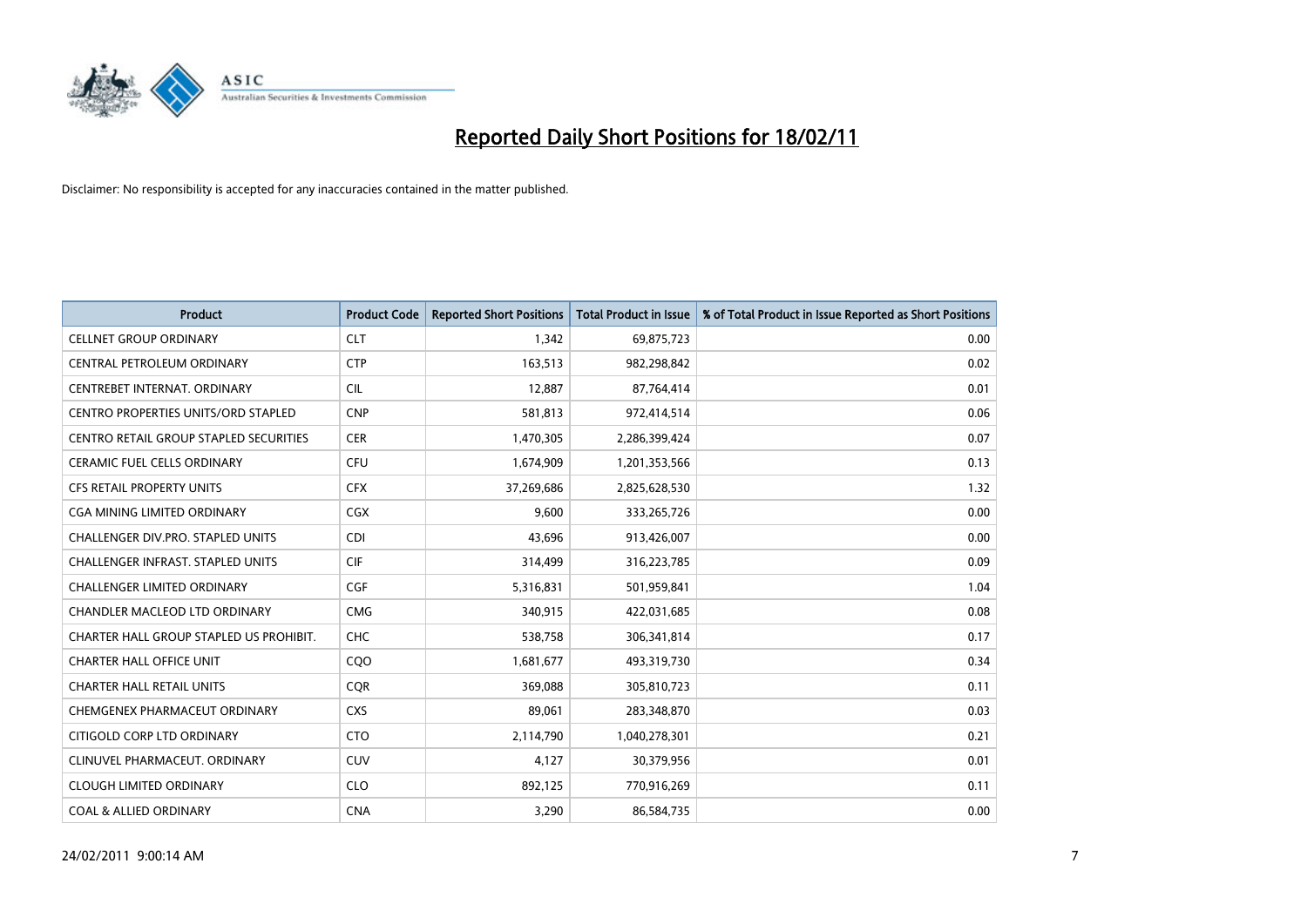# Reported Daily Short Positions for 18/02/11

Disclaimer: No responsibility is accepted for any inaccuracies contained in the matter published.

| Product | Product Code | Reported Short Positions | Total Product in Issue | % of Total Product in Issue Reported as Short Positions |
|---|---|---|---|---|
| CELLNET GROUP ORDINARY | CLT | 1,342 | 69,875,723 | 0.00 |
| CENTRAL PETROLEUM ORDINARY | CTP | 163,513 | 982,298,842 | 0.02 |
| CENTREBET INTERNAT. ORDINARY | CIL | 12,887 | 87,764,414 | 0.01 |
| CENTRO PROPERTIES UNITS/ORD STAPLED | CNP | 581,813 | 972,414,514 | 0.06 |
| CENTRO RETAIL GROUP STAPLED SECURITIES | CER | 1,470,305 | 2,286,399,424 | 0.07 |
| CERAMIC FUEL CELLS ORDINARY | CFU | 1,674,909 | 1,201,353,566 | 0.13 |
| CFS RETAIL PROPERTY UNITS | CFX | 37,269,686 | 2,825,628,530 | 1.32 |
| CGA MINING LIMITED ORDINARY | CGX | 9,600 | 333,265,726 | 0.00 |
| CHALLENGER DIV.PRO. STAPLED UNITS | CDI | 43,696 | 913,426,007 | 0.00 |
| CHALLENGER INFRAST. STAPLED UNITS | CIF | 314,499 | 316,223,785 | 0.09 |
| CHALLENGER LIMITED ORDINARY | CGF | 5,316,831 | 501,959,841 | 1.04 |
| CHANDLER MACLEOD LTD ORDINARY | CMG | 340,915 | 422,031,685 | 0.08 |
| CHARTER HALL GROUP STAPLED US PROHIBIT. | CHC | 538,758 | 306,341,814 | 0.17 |
| CHARTER HALL OFFICE UNIT | CQO | 1,681,677 | 493,319,730 | 0.34 |
| CHARTER HALL RETAIL UNITS | CQR | 369,088 | 305,810,723 | 0.11 |
| CHEMGENEX PHARMACEUT ORDINARY | CXS | 89,061 | 283,348,870 | 0.03 |
| CITIGOLD CORP LTD ORDINARY | CTO | 2,114,790 | 1,040,278,301 | 0.21 |
| CLINUVEL PHARMACEUT. ORDINARY | CUV | 4,127 | 30,379,956 | 0.01 |
| CLOUGH LIMITED ORDINARY | CLO | 892,125 | 770,916,269 | 0.11 |
| COAL & ALLIED ORDINARY | CNA | 3,290 | 86,584,735 | 0.00 |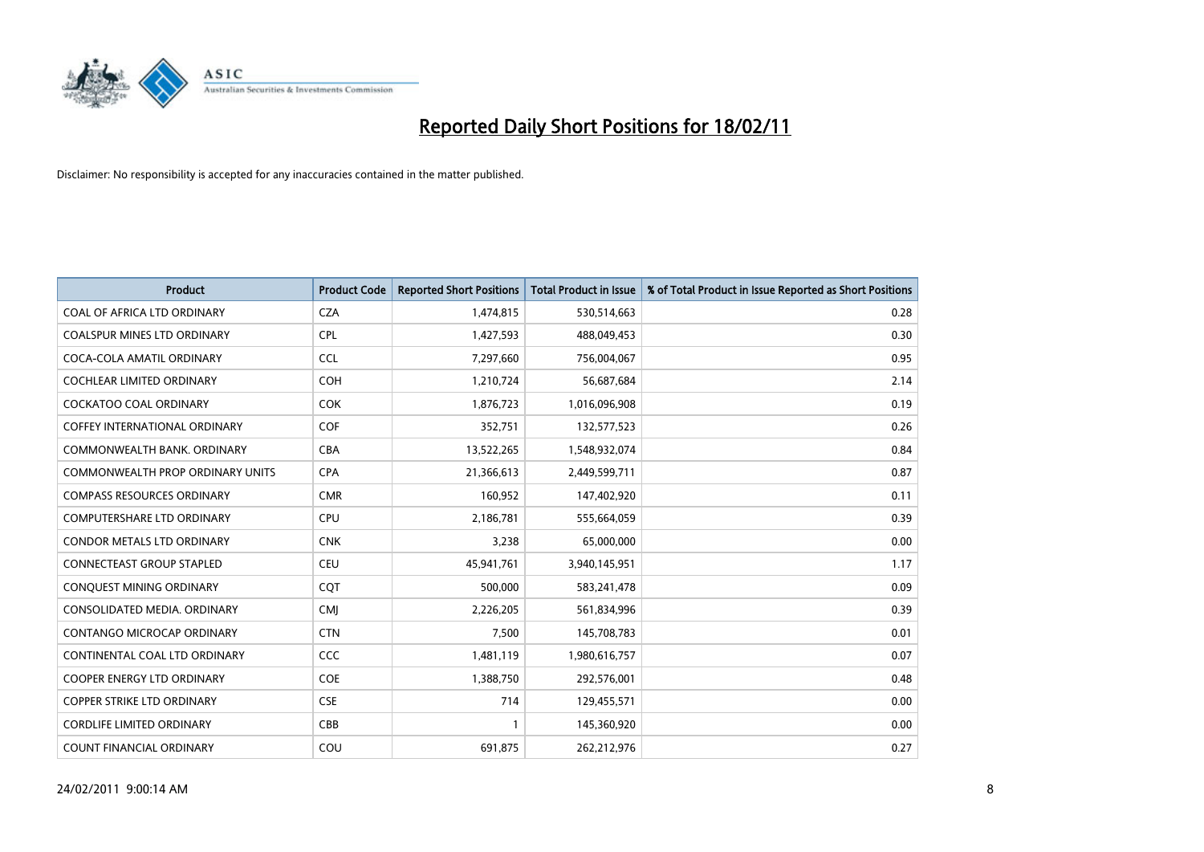# Reported Daily Short Positions for 18/02/11

Disclaimer: No responsibility is accepted for any inaccuracies contained in the matter published.

| Product | Product Code | Reported Short Positions | Total Product in Issue | % of Total Product in Issue Reported as Short Positions |
|---|---|---|---|---|
| COAL OF AFRICA LTD ORDINARY | CZA | 1,474,815 | 530,514,663 | 0.28 |
| COALSPUR MINES LTD ORDINARY | CPL | 1,427,593 | 488,049,453 | 0.30 |
| COCA-COLA AMATIL ORDINARY | CCL | 7,297,660 | 756,004,067 | 0.95 |
| COCHLEAR LIMITED ORDINARY | COH | 1,210,724 | 56,687,684 | 2.14 |
| COCKATOO COAL ORDINARY | COK | 1,876,723 | 1,016,096,908 | 0.19 |
| COFFEY INTERNATIONAL ORDINARY | COF | 352,751 | 132,577,523 | 0.26 |
| COMMONWEALTH BANK. ORDINARY | CBA | 13,522,265 | 1,548,932,074 | 0.84 |
| COMMONWEALTH PROP ORDINARY UNITS | CPA | 21,366,613 | 2,449,599,711 | 0.87 |
| COMPASS RESOURCES ORDINARY | CMR | 160,952 | 147,402,920 | 0.11 |
| COMPUTERSHARE LTD ORDINARY | CPU | 2,186,781 | 555,664,059 | 0.39 |
| CONDOR METALS LTD ORDINARY | CNK | 3,238 | 65,000,000 | 0.00 |
| CONNECTEAST GROUP STAPLED | CEU | 45,941,761 | 3,940,145,951 | 1.17 |
| CONQUEST MINING ORDINARY | CQT | 500,000 | 583,241,478 | 0.09 |
| CONSOLIDATED MEDIA. ORDINARY | CMJ | 2,226,205 | 561,834,996 | 0.39 |
| CONTANGO MICROCAP ORDINARY | CTN | 7,500 | 145,708,783 | 0.01 |
| CONTINENTAL COAL LTD ORDINARY | CCC | 1,481,119 | 1,980,616,757 | 0.07 |
| COOPER ENERGY LTD ORDINARY | COE | 1,388,750 | 292,576,001 | 0.48 |
| COPPER STRIKE LTD ORDINARY | CSE | 714 | 129,455,571 | 0.00 |
| CORDLIFE LIMITED ORDINARY | CBB | 1 | 145,360,920 | 0.00 |
| COUNT FINANCIAL ORDINARY | COU | 691,875 | 262,212,976 | 0.27 |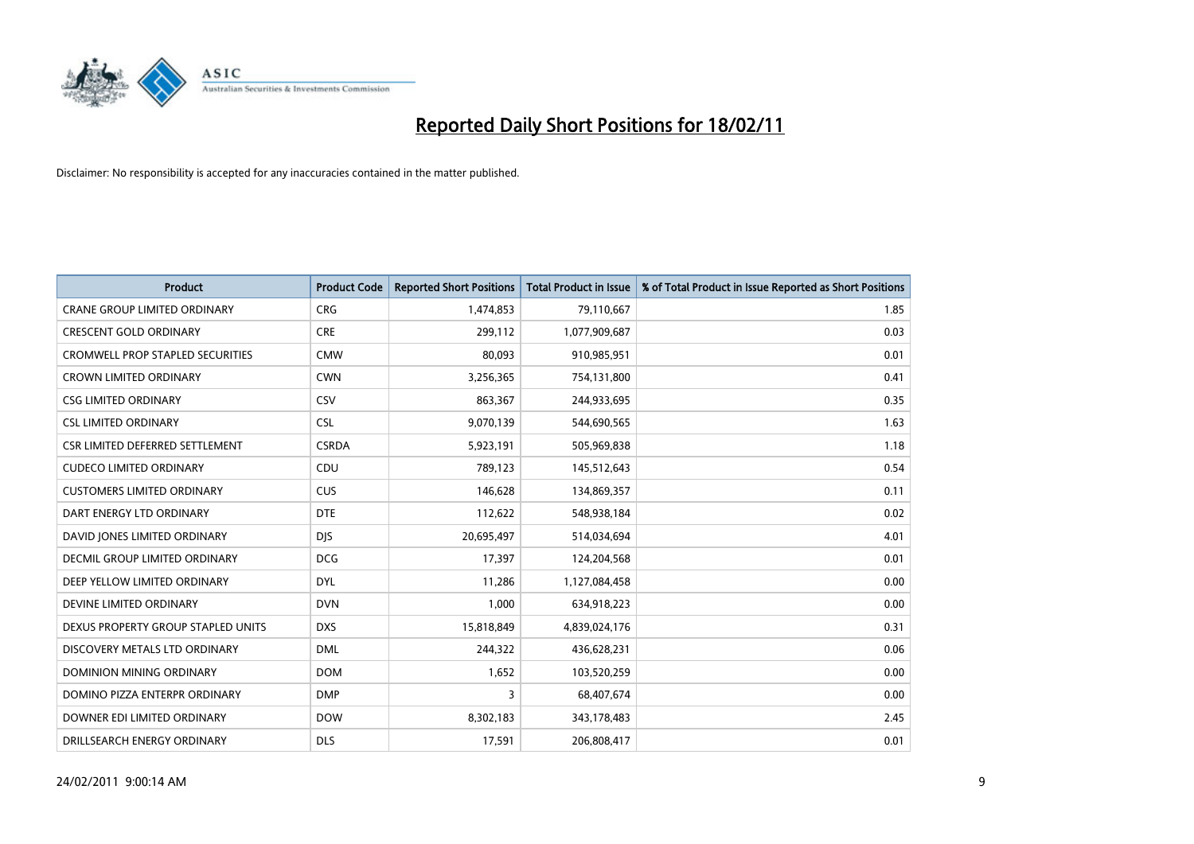# Reported Daily Short Positions for 18/02/11

Disclaimer: No responsibility is accepted for any inaccuracies contained in the matter published.

| Product | Product Code | Reported Short Positions | Total Product in Issue | % of Total Product in Issue Reported as Short Positions |
|---|---|---|---|---|
| CRANE GROUP LIMITED ORDINARY | CRG | 1,474,853 | 79,110,667 | 1.85 |
| CRESCENT GOLD ORDINARY | CRE | 299,112 | 1,077,909,687 | 0.03 |
| CROMWELL PROP STAPLED SECURITIES | CMW | 80,093 | 910,985,951 | 0.01 |
| CROWN LIMITED ORDINARY | CWN | 3,256,365 | 754,131,800 | 0.41 |
| CSG LIMITED ORDINARY | CSV | 863,367 | 244,933,695 | 0.35 |
| CSL LIMITED ORDINARY | CSL | 9,070,139 | 544,690,565 | 1.63 |
| CSR LIMITED DEFERRED SETTLEMENT | CSRDA | 5,923,191 | 505,969,838 | 1.18 |
| CUDECO LIMITED ORDINARY | CDU | 789,123 | 145,512,643 | 0.54 |
| CUSTOMERS LIMITED ORDINARY | CUS | 146,628 | 134,869,357 | 0.11 |
| DART ENERGY LTD ORDINARY | DTE | 112,622 | 548,938,184 | 0.02 |
| DAVID JONES LIMITED ORDINARY | DJS | 20,695,497 | 514,034,694 | 4.01 |
| DECMIL GROUP LIMITED ORDINARY | DCG | 17,397 | 124,204,568 | 0.01 |
| DEEP YELLOW LIMITED ORDINARY | DYL | 11,286 | 1,127,084,458 | 0.00 |
| DEVINE LIMITED ORDINARY | DVN | 1,000 | 634,918,223 | 0.00 |
| DEXUS PROPERTY GROUP STAPLED UNITS | DXS | 15,818,849 | 4,839,024,176 | 0.31 |
| DISCOVERY METALS LTD ORDINARY | DML | 244,322 | 436,628,231 | 0.06 |
| DOMINION MINING ORDINARY | DOM | 1,652 | 103,520,259 | 0.00 |
| DOMINO PIZZA ENTERPR ORDINARY | DMP | 3 | 68,407,674 | 0.00 |
| DOWNER EDI LIMITED ORDINARY | DOW | 8,302,183 | 343,178,483 | 2.45 |
| DRILLSEARCH ENERGY ORDINARY | DLS | 17,591 | 206,808,417 | 0.01 |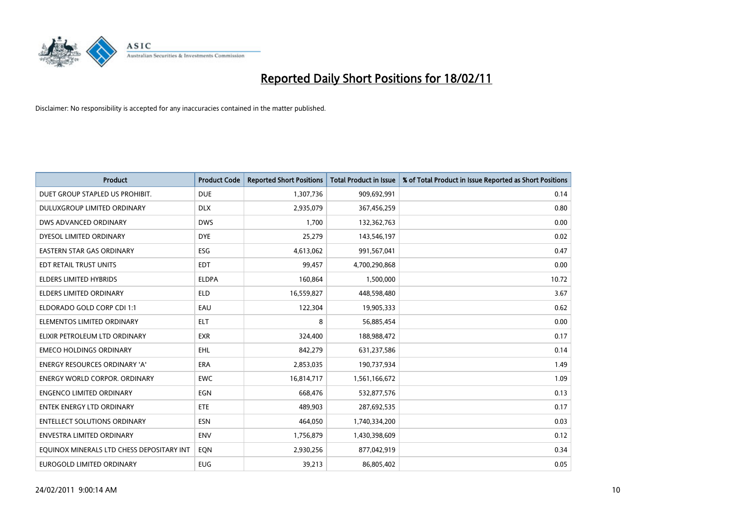# Reported Daily Short Positions for 18/02/11

Disclaimer: No responsibility is accepted for any inaccuracies contained in the matter published.

| Product | Product Code | Reported Short Positions | Total Product in Issue | % of Total Product in Issue Reported as Short Positions |
|---|---|---|---|---|
| DUET GROUP STAPLED US PROHIBIT. | DUE | 1,307,736 | 909,692,991 | 0.14 |
| DULUXGROUP LIMITED ORDINARY | DLX | 2,935,079 | 367,456,259 | 0.80 |
| DWS ADVANCED ORDINARY | DWS | 1,700 | 132,362,763 | 0.00 |
| DYESOL LIMITED ORDINARY | DYE | 25,279 | 143,546,197 | 0.02 |
| EASTERN STAR GAS ORDINARY | ESG | 4,613,062 | 991,567,041 | 0.47 |
| EDT RETAIL TRUST UNITS | EDT | 99,457 | 4,700,290,868 | 0.00 |
| ELDERS LIMITED HYBRIDS | ELDPA | 160,864 | 1,500,000 | 10.72 |
| ELDERS LIMITED ORDINARY | ELD | 16,559,827 | 448,598,480 | 3.67 |
| ELDORADO GOLD CORP CDI 1:1 | EAU | 122,304 | 19,905,333 | 0.62 |
| ELEMENTOS LIMITED ORDINARY | ELT | 8 | 56,885,454 | 0.00 |
| ELIXIR PETROLEUM LTD ORDINARY | EXR | 324,400 | 188,988,472 | 0.17 |
| EMECO HOLDINGS ORDINARY | EHL | 842,279 | 631,237,586 | 0.14 |
| ENERGY RESOURCES ORDINARY 'A' | ERA | 2,853,035 | 190,737,934 | 1.49 |
| ENERGY WORLD CORPOR. ORDINARY | EWC | 16,814,717 | 1,561,166,672 | 1.09 |
| ENGENCO LIMITED ORDINARY | EGN | 668,476 | 532,877,576 | 0.13 |
| ENTEK ENERGY LTD ORDINARY | ETE | 489,903 | 287,692,535 | 0.17 |
| ENTELLECT SOLUTIONS ORDINARY | ESN | 464,050 | 1,740,334,200 | 0.03 |
| ENVESTRA LIMITED ORDINARY | ENV | 1,756,879 | 1,430,398,609 | 0.12 |
| EQUINOX MINERALS LTD CHESS DEPOSITARY INT | EQN | 2,930,256 | 877,042,919 | 0.34 |
| EUROGOLD LIMITED ORDINARY | EUG | 39,213 | 86,805,402 | 0.05 |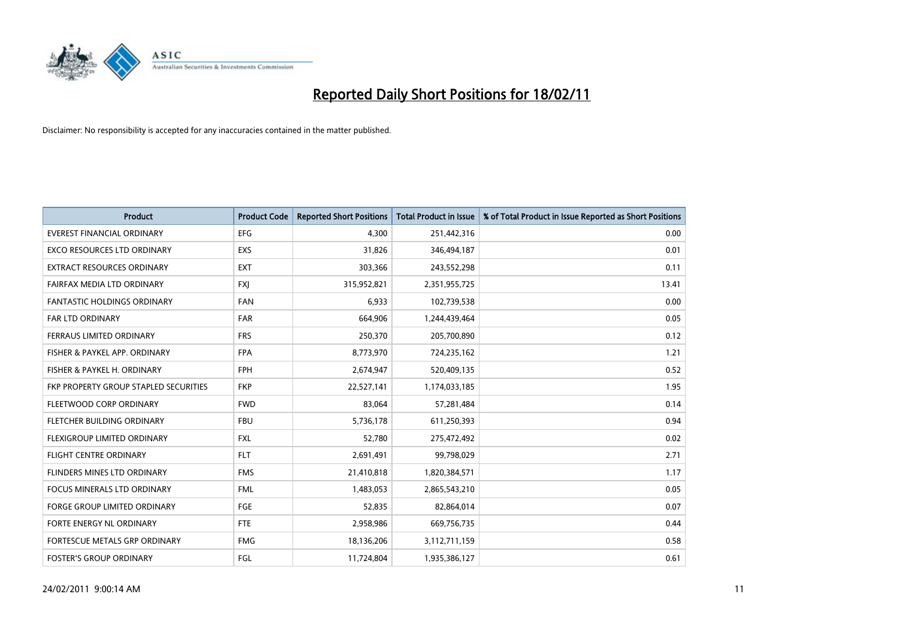# Reported Daily Short Positions for 18/02/11

Disclaimer: No responsibility is accepted for any inaccuracies contained in the matter published.

| Product | Product Code | Reported Short Positions | Total Product in Issue | % of Total Product in Issue Reported as Short Positions |
|---|---|---|---|---|
| EVEREST FINANCIAL ORDINARY | EFG | 4,300 | 251,442,316 | 0.00 |
| EXCO RESOURCES LTD ORDINARY | EXS | 31,826 | 346,494,187 | 0.01 |
| EXTRACT RESOURCES ORDINARY | EXT | 303,366 | 243,552,298 | 0.11 |
| FAIRFAX MEDIA LTD ORDINARY | FXJ | 315,952,821 | 2,351,955,725 | 13.41 |
| FANTASTIC HOLDINGS ORDINARY | FAN | 6,933 | 102,739,538 | 0.00 |
| FAR LTD ORDINARY | FAR | 664,906 | 1,244,439,464 | 0.05 |
| FERRAUS LIMITED ORDINARY | FRS | 250,370 | 205,700,890 | 0.12 |
| FISHER & PAYKEL APP. ORDINARY | FPA | 8,773,970 | 724,235,162 | 1.21 |
| FISHER & PAYKEL H. ORDINARY | FPH | 2,674,947 | 520,409,135 | 0.52 |
| FKP PROPERTY GROUP STAPLED SECURITIES | FKP | 22,527,141 | 1,174,033,185 | 1.95 |
| FLEETWOOD CORP ORDINARY | FWD | 83,064 | 57,281,484 | 0.14 |
| FLETCHER BUILDING ORDINARY | FBU | 5,736,178 | 611,250,393 | 0.94 |
| FLEXIGROUP LIMITED ORDINARY | FXL | 52,780 | 275,472,492 | 0.02 |
| FLIGHT CENTRE ORDINARY | FLT | 2,691,491 | 99,798,029 | 2.71 |
| FLINDERS MINES LTD ORDINARY | FMS | 21,410,818 | 1,820,384,571 | 1.17 |
| FOCUS MINERALS LTD ORDINARY | FML | 1,483,053 | 2,865,543,210 | 0.05 |
| FORGE GROUP LIMITED ORDINARY | FGE | 52,835 | 82,864,014 | 0.07 |
| FORTE ENERGY NL ORDINARY | FTE | 2,958,986 | 669,756,735 | 0.44 |
| FORTESCUE METALS GRP ORDINARY | FMG | 18,136,206 | 3,112,711,159 | 0.58 |
| FOSTER'S GROUP ORDINARY | FGL | 11,724,804 | 1,935,386,127 | 0.61 |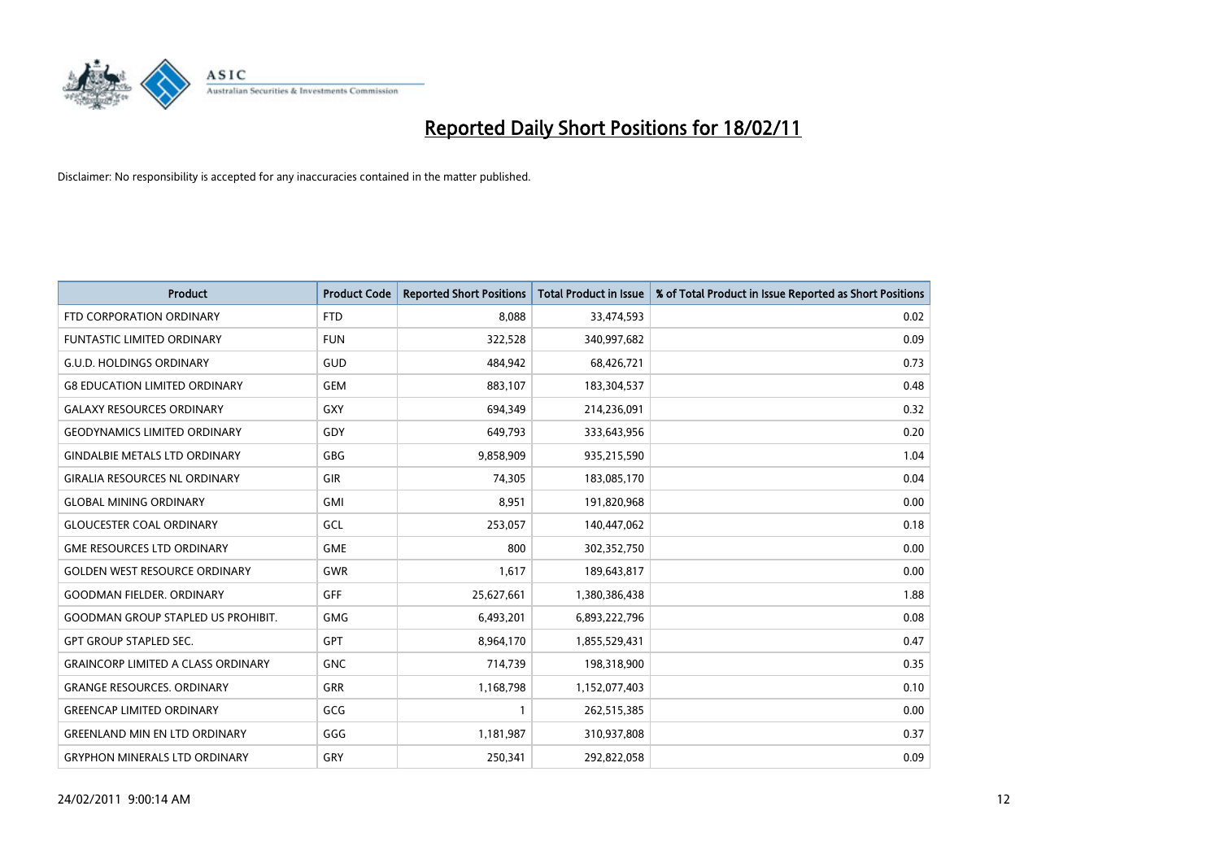# Reported Daily Short Positions for 18/02/11

Disclaimer: No responsibility is accepted for any inaccuracies contained in the matter published.

| Product | Product Code | Reported Short Positions | Total Product in Issue | % of Total Product in Issue Reported as Short Positions |
|---|---|---|---|---|
| FTD CORPORATION ORDINARY | FTD | 8,088 | 33,474,593 | 0.02 |
| FUNTASTIC LIMITED ORDINARY | FUN | 322,528 | 340,997,682 | 0.09 |
| G.U.D. HOLDINGS ORDINARY | GUD | 484,942 | 68,426,721 | 0.73 |
| G8 EDUCATION LIMITED ORDINARY | GEM | 883,107 | 183,304,537 | 0.48 |
| GALAXY RESOURCES ORDINARY | GXY | 694,349 | 214,236,091 | 0.32 |
| GEODYNAMICS LIMITED ORDINARY | GDY | 649,793 | 333,643,956 | 0.20 |
| GINDALBIE METALS LTD ORDINARY | GBG | 9,858,909 | 935,215,590 | 1.04 |
| GIRALIA RESOURCES NL ORDINARY | GIR | 74,305 | 183,085,170 | 0.04 |
| GLOBAL MINING ORDINARY | GMI | 8,951 | 191,820,968 | 0.00 |
| GLOUCESTER COAL ORDINARY | GCL | 253,057 | 140,447,062 | 0.18 |
| GME RESOURCES LTD ORDINARY | GME | 800 | 302,352,750 | 0.00 |
| GOLDEN WEST RESOURCE ORDINARY | GWR | 1,617 | 189,643,817 | 0.00 |
| GOODMAN FIELDER. ORDINARY | GFF | 25,627,661 | 1,380,386,438 | 1.88 |
| GOODMAN GROUP STAPLED US PROHIBIT. | GMG | 6,493,201 | 6,893,222,796 | 0.08 |
| GPT GROUP STAPLED SEC. | GPT | 8,964,170 | 1,855,529,431 | 0.47 |
| GRAINCORP LIMITED A CLASS ORDINARY | GNC | 714,739 | 198,318,900 | 0.35 |
| GRANGE RESOURCES. ORDINARY | GRR | 1,168,798 | 1,152,077,403 | 0.10 |
| GREENCAP LIMITED ORDINARY | GCG | 1 | 262,515,385 | 0.00 |
| GREENLAND MIN EN LTD ORDINARY | GGG | 1,181,987 | 310,937,808 | 0.37 |
| GRYPHON MINERALS LTD ORDINARY | GRY | 250,341 | 292,822,058 | 0.09 |

24/02/2011 9:00:14 AM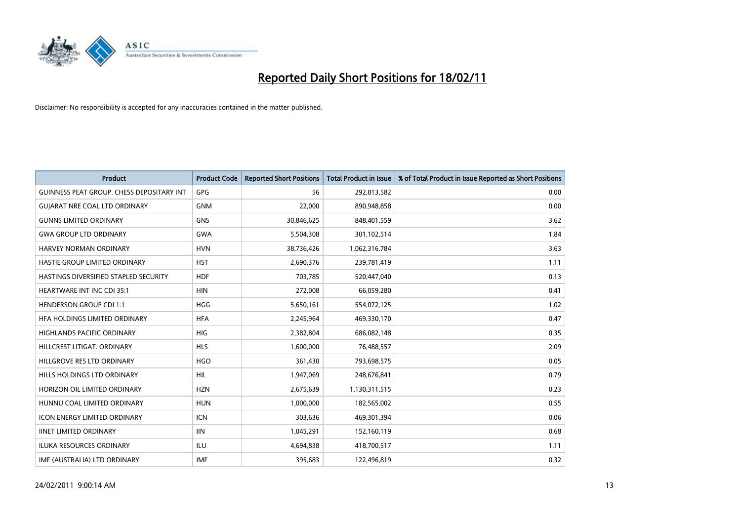# Reported Daily Short Positions for 18/02/11

Disclaimer: No responsibility is accepted for any inaccuracies contained in the matter published.

| Product | Product Code | Reported Short Positions | Total Product in Issue | % of Total Product in Issue Reported as Short Positions |
|---|---|---|---|---|
| GUINNESS PEAT GROUP. CHESS DEPOSITARY INT | GPG | 56 | 292,813,582 | 0.00 |
| GUJARAT NRE COAL LTD ORDINARY | GNM | 22,000 | 890,948,858 | 0.00 |
| GUNNS LIMITED ORDINARY | GNS | 30,846,625 | 848,401,559 | 3.62 |
| GWA GROUP LTD ORDINARY | GWA | 5,504,308 | 301,102,514 | 1.84 |
| HARVEY NORMAN ORDINARY | HVN | 38,736,426 | 1,062,316,784 | 3.63 |
| HASTIE GROUP LIMITED ORDINARY | HST | 2,690,376 | 239,781,419 | 1.11 |
| HASTINGS DIVERSIFIED STAPLED SECURITY | HDF | 703,785 | 520,447,040 | 0.13 |
| HEARTWARE INT INC CDI 35:1 | HIN | 272,008 | 66,059,280 | 0.41 |
| HENDERSON GROUP CDI 1:1 | HGG | 5,650,161 | 554,072,125 | 1.02 |
| HFA HOLDINGS LIMITED ORDINARY | HFA | 2,245,964 | 469,330,170 | 0.47 |
| HIGHLANDS PACIFIC ORDINARY | HIG | 2,382,804 | 686,082,148 | 0.35 |
| HILLCREST LITIGAT. ORDINARY | HLS | 1,600,000 | 76,488,557 | 2.09 |
| HILLGROVE RES LTD ORDINARY | HGO | 361,430 | 793,698,575 | 0.05 |
| HILLS HOLDINGS LTD ORDINARY | HIL | 1,947,069 | 248,676,841 | 0.79 |
| HORIZON OIL LIMITED ORDINARY | HZN | 2,675,639 | 1,130,311,515 | 0.23 |
| HUNNU COAL LIMITED ORDINARY | HUN | 1,000,000 | 182,565,002 | 0.55 |
| ICON ENERGY LIMITED ORDINARY | ICN | 303,636 | 469,301,394 | 0.06 |
| IINET LIMITED ORDINARY | IIN | 1,045,291 | 152,160,119 | 0.68 |
| ILUKA RESOURCES ORDINARY | ILU | 4,694,838 | 418,700,517 | 1.11 |
| IMF (AUSTRALIA) LTD ORDINARY | IMF | 395,683 | 122,496,819 | 0.32 |

24/02/2011 9:00:14 AM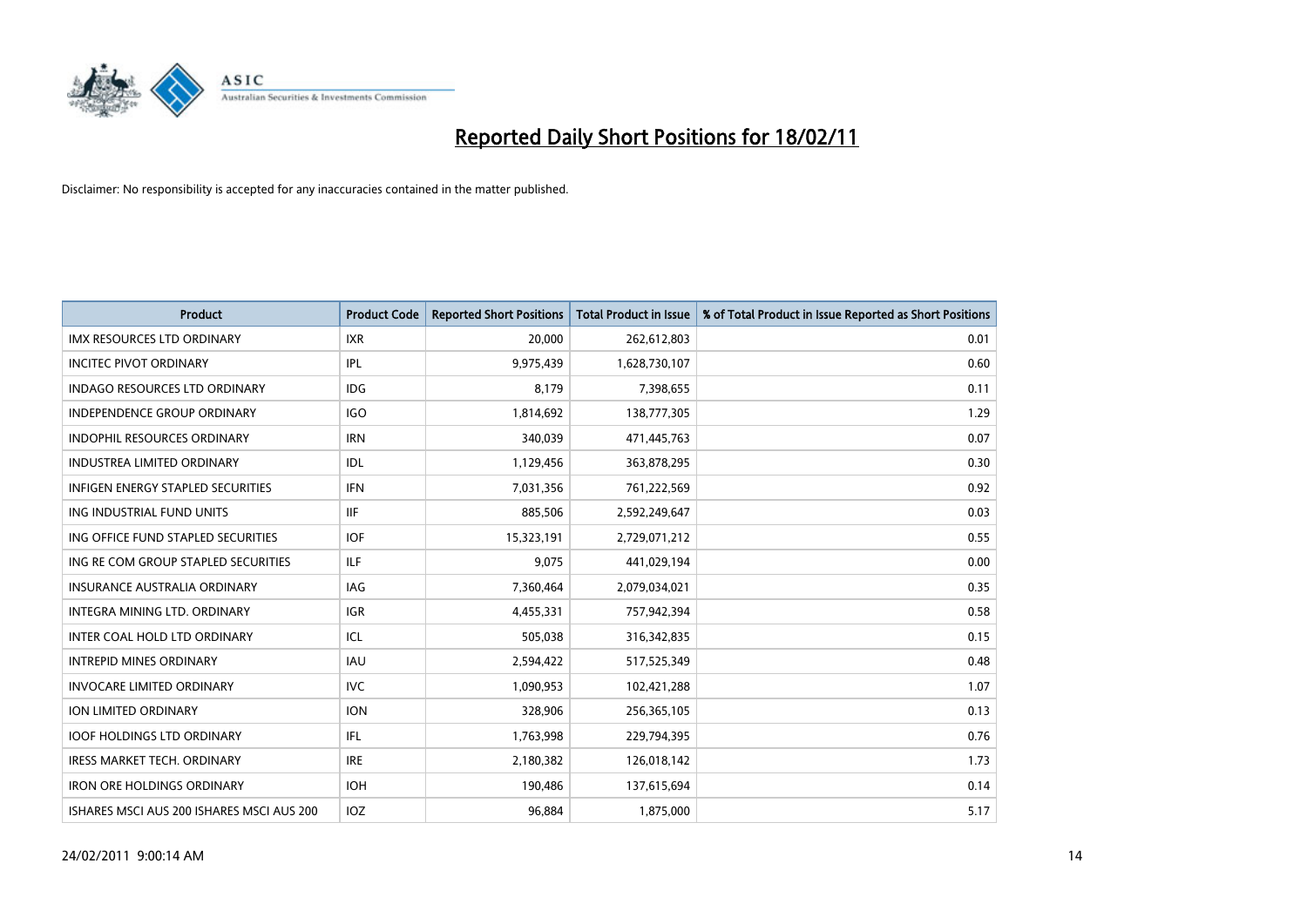# Reported Daily Short Positions for 18/02/11

Disclaimer: No responsibility is accepted for any inaccuracies contained in the matter published.

| Product | Product Code | Reported Short Positions | Total Product in Issue | % of Total Product in Issue Reported as Short Positions |
|---|---|---|---|---|
| IMX RESOURCES LTD ORDINARY | IXR | 20,000 | 262,612,803 | 0.01 |
| INCITEC PIVOT ORDINARY | IPL | 9,975,439 | 1,628,730,107 | 0.60 |
| INDAGO RESOURCES LTD ORDINARY | IDG | 8,179 | 7,398,655 | 0.11 |
| INDEPENDENCE GROUP ORDINARY | IGO | 1,814,692 | 138,777,305 | 1.29 |
| INDOPHIL RESOURCES ORDINARY | IRN | 340,039 | 471,445,763 | 0.07 |
| INDUSTREA LIMITED ORDINARY | IDL | 1,129,456 | 363,878,295 | 0.30 |
| INFIGEN ENERGY STAPLED SECURITIES | IFN | 7,031,356 | 761,222,569 | 0.92 |
| ING INDUSTRIAL FUND UNITS | IIF | 885,506 | 2,592,249,647 | 0.03 |
| ING OFFICE FUND STAPLED SECURITIES | IOF | 15,323,191 | 2,729,071,212 | 0.55 |
| ING RE COM GROUP STAPLED SECURITIES | ILF | 9,075 | 441,029,194 | 0.00 |
| INSURANCE AUSTRALIA ORDINARY | IAG | 7,360,464 | 2,079,034,021 | 0.35 |
| INTEGRA MINING LTD. ORDINARY | IGR | 4,455,331 | 757,942,394 | 0.58 |
| INTER COAL HOLD LTD ORDINARY | ICL | 505,038 | 316,342,835 | 0.15 |
| INTREPID MINES ORDINARY | IAU | 2,594,422 | 517,525,349 | 0.48 |
| INVOCARE LIMITED ORDINARY | IVC | 1,090,953 | 102,421,288 | 1.07 |
| ION LIMITED ORDINARY | ION | 328,906 | 256,365,105 | 0.13 |
| IOOF HOLDINGS LTD ORDINARY | IFL | 1,763,998 | 229,794,395 | 0.76 |
| IRESS MARKET TECH. ORDINARY | IRE | 2,180,382 | 126,018,142 | 1.73 |
| IRON ORE HOLDINGS ORDINARY | IOH | 190,486 | 137,615,694 | 0.14 |
| ISHARES MSCI AUS 200 ISHARES MSCI AUS 200 | IOZ | 96,884 | 1,875,000 | 5.17 |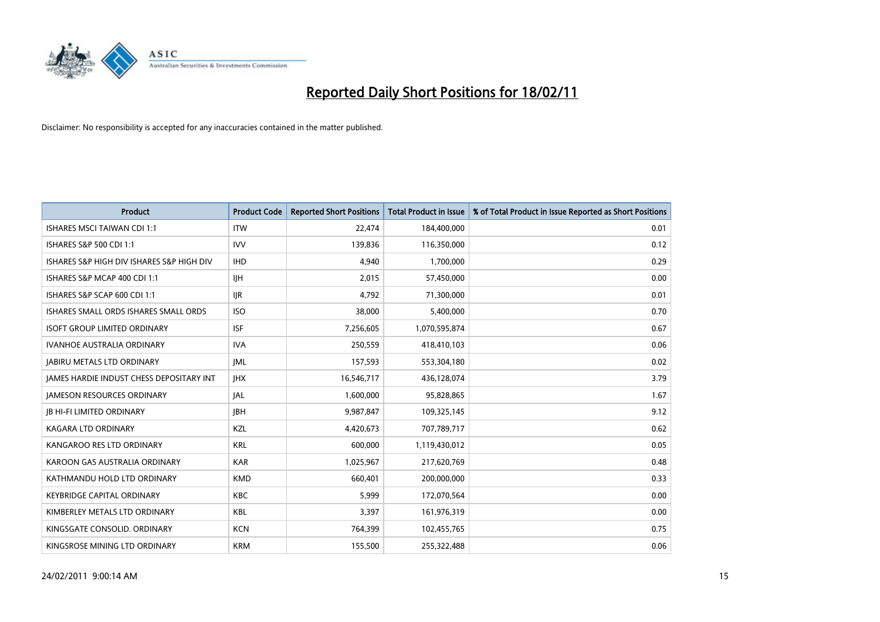# Reported Daily Short Positions for 18/02/11

Disclaimer: No responsibility is accepted for any inaccuracies contained in the matter published.

| Product | Product Code | Reported Short Positions | Total Product in Issue | % of Total Product in Issue Reported as Short Positions |
|---|---|---|---|---|
| ISHARES MSCI TAIWAN CDI 1:1 | ITW | 22,474 | 184,400,000 | 0.01 |
| ISHARES S&P 500 CDI 1:1 | IVV | 139,836 | 116,350,000 | 0.12 |
| ISHARES S&P HIGH DIV ISHARES S&P HIGH DIV | IHD | 4,940 | 1,700,000 | 0.29 |
| ISHARES S&P MCAP 400 CDI 1:1 | IJH | 2,015 | 57,450,000 | 0.00 |
| ISHARES S&P SCAP 600 CDI 1:1 | IJR | 4,792 | 71,300,000 | 0.01 |
| ISHARES SMALL ORDS ISHARES SMALL ORDS | ISO | 38,000 | 5,400,000 | 0.70 |
| ISOFT GROUP LIMITED ORDINARY | ISF | 7,256,605 | 1,070,595,874 | 0.67 |
| IVANHOE AUSTRALIA ORDINARY | IVA | 250,559 | 418,410,103 | 0.06 |
| JABIRU METALS LTD ORDINARY | JML | 157,593 | 553,304,180 | 0.02 |
| JAMES HARDIE INDUST CHESS DEPOSITARY INT | JHX | 16,546,717 | 436,128,074 | 3.79 |
| JAMESON RESOURCES ORDINARY | JAL | 1,600,000 | 95,828,865 | 1.67 |
| JB HI-FI LIMITED ORDINARY | JBH | 9,987,847 | 109,325,145 | 9.12 |
| KAGARA LTD ORDINARY | KZL | 4,420,673 | 707,789,717 | 0.62 |
| KANGAROO RES LTD ORDINARY | KRL | 600,000 | 1,119,430,012 | 0.05 |
| KAROON GAS AUSTRALIA ORDINARY | KAR | 1,025,967 | 217,620,769 | 0.48 |
| KATHMANDU HOLD LTD ORDINARY | KMD | 660,401 | 200,000,000 | 0.33 |
| KEYBRIDGE CAPITAL ORDINARY | KBC | 5,999 | 172,070,564 | 0.00 |
| KIMBERLEY METALS LTD ORDINARY | KBL | 3,397 | 161,976,319 | 0.00 |
| KINGSGATE CONSOLID. ORDINARY | KCN | 764,399 | 102,455,765 | 0.75 |
| KINGSROSE MINING LTD ORDINARY | KRM | 155,500 | 255,322,488 | 0.06 |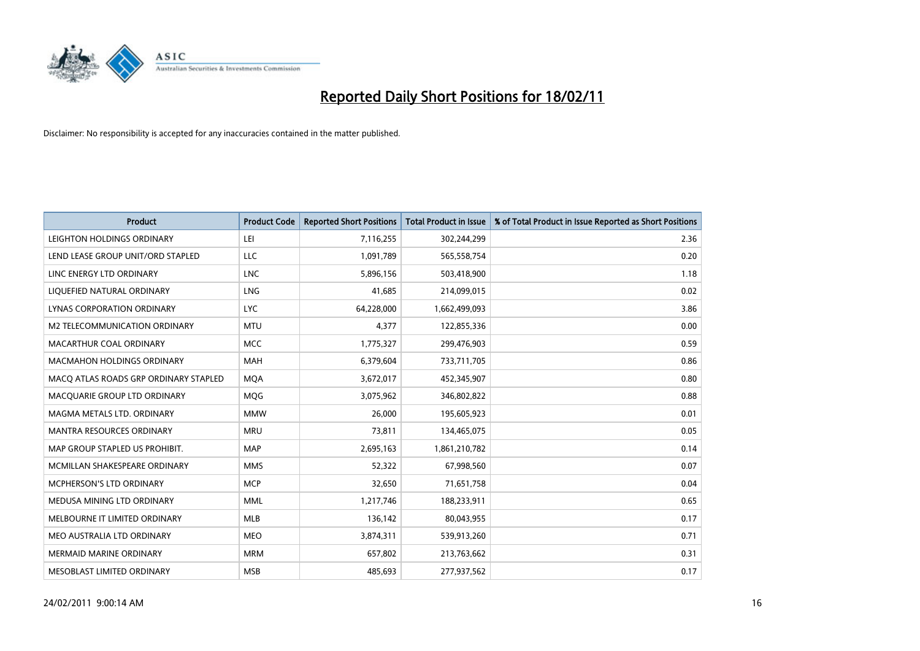# Reported Daily Short Positions for 18/02/11

Disclaimer: No responsibility is accepted for any inaccuracies contained in the matter published.

| Product | Product Code | Reported Short Positions | Total Product in Issue | % of Total Product in Issue Reported as Short Positions |
| --- | --- | --- | --- | --- |
| LEIGHTON HOLDINGS ORDINARY | LEI | 7,116,255 | 302,244,299 | 2.36 |
| LEND LEASE GROUP UNIT/ORD STAPLED | LLC | 1,091,789 | 565,558,754 | 0.20 |
| LINC ENERGY LTD ORDINARY | LNC | 5,896,156 | 503,418,900 | 1.18 |
| LIQUEFIED NATURAL ORDINARY | LNG | 41,685 | 214,099,015 | 0.02 |
| LYNAS CORPORATION ORDINARY | LYC | 64,228,000 | 1,662,499,093 | 3.86 |
| M2 TELECOMMUNICATION ORDINARY | MTU | 4,377 | 122,855,336 | 0.00 |
| MACARTHUR COAL ORDINARY | MCC | 1,775,327 | 299,476,903 | 0.59 |
| MACMAHON HOLDINGS ORDINARY | MAH | 6,379,604 | 733,711,705 | 0.86 |
| MACQ ATLAS ROADS GRP ORDINARY STAPLED | MQA | 3,672,017 | 452,345,907 | 0.80 |
| MACQUARIE GROUP LTD ORDINARY | MQG | 3,075,962 | 346,802,822 | 0.88 |
| MAGMA METALS LTD. ORDINARY | MMW | 26,000 | 195,605,923 | 0.01 |
| MANTRA RESOURCES ORDINARY | MRU | 73,811 | 134,465,075 | 0.05 |
| MAP GROUP STAPLED US PROHIBIT. | MAP | 2,695,163 | 1,861,210,782 | 0.14 |
| MCMILLAN SHAKESPEARE ORDINARY | MMS | 52,322 | 67,998,560 | 0.07 |
| MCPHERSON'S LTD ORDINARY | MCP | 32,650 | 71,651,758 | 0.04 |
| MEDUSA MINING LTD ORDINARY | MML | 1,217,746 | 188,233,911 | 0.65 |
| MELBOURNE IT LIMITED ORDINARY | MLB | 136,142 | 80,043,955 | 0.17 |
| MEO AUSTRALIA LTD ORDINARY | MEO | 3,874,311 | 539,913,260 | 0.71 |
| MERMAID MARINE ORDINARY | MRM | 657,802 | 213,763,662 | 0.31 |
| MESOBLAST LIMITED ORDINARY | MSB | 485,693 | 277,937,562 | 0.17 |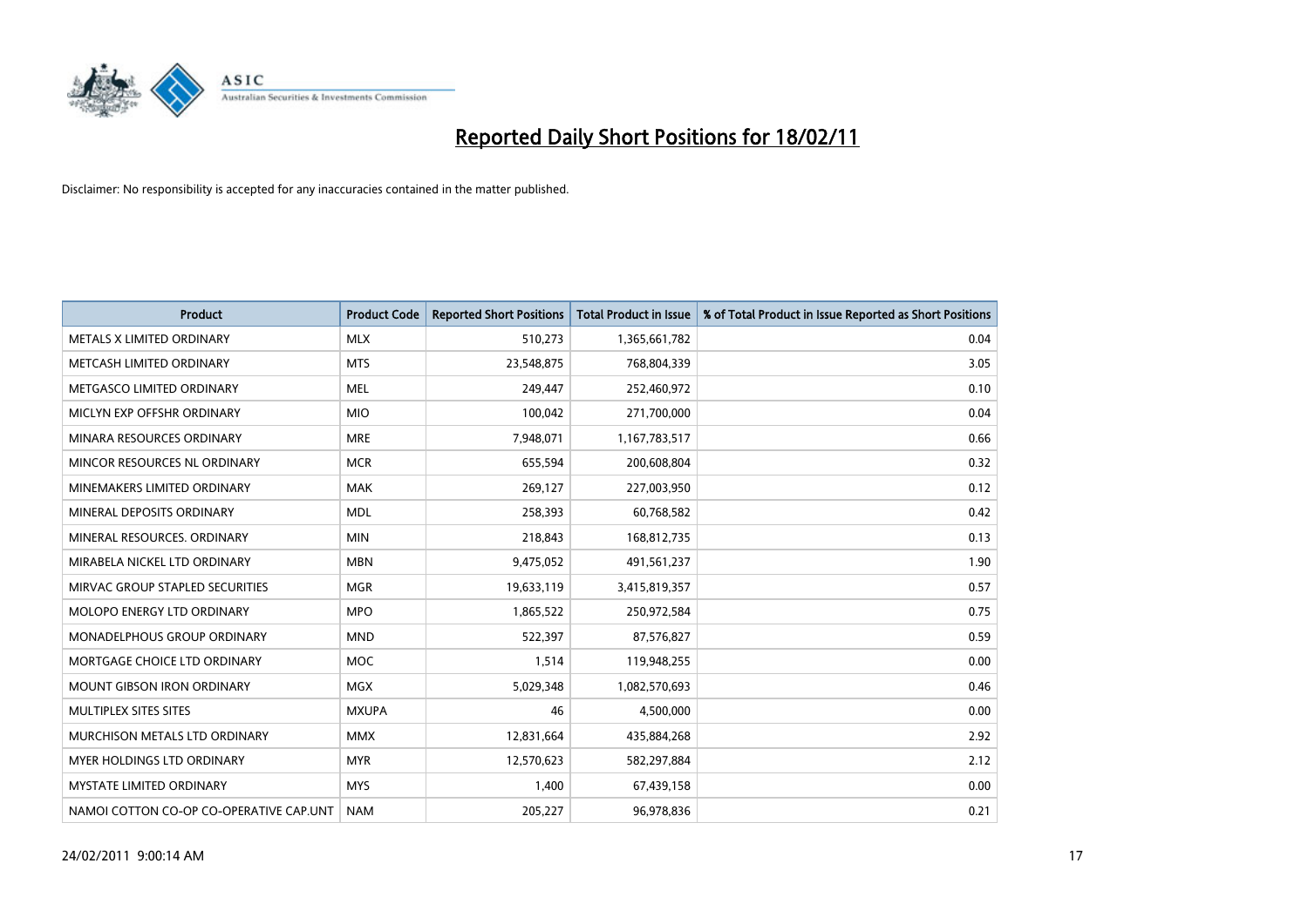# Reported Daily Short Positions for 18/02/11

Disclaimer: No responsibility is accepted for any inaccuracies contained in the matter published.

| Product | Product Code | Reported Short Positions | Total Product in Issue | % of Total Product in Issue Reported as Short Positions |
| --- | --- | --- | --- | --- |
| METALS X LIMITED ORDINARY | MLX | 510,273 | 1,365,661,782 | 0.04 |
| METCASH LIMITED ORDINARY | MTS | 23,548,875 | 768,804,339 | 3.05 |
| METGASCO LIMITED ORDINARY | MEL | 249,447 | 252,460,972 | 0.10 |
| MICLYN EXP OFFSHR ORDINARY | MIO | 100,042 | 271,700,000 | 0.04 |
| MINARA RESOURCES ORDINARY | MRE | 7,948,071 | 1,167,783,517 | 0.66 |
| MINCOR RESOURCES NL ORDINARY | MCR | 655,594 | 200,608,804 | 0.32 |
| MINEMAKERS LIMITED ORDINARY | MAK | 269,127 | 227,003,950 | 0.12 |
| MINERAL DEPOSITS ORDINARY | MDL | 258,393 | 60,768,582 | 0.42 |
| MINERAL RESOURCES. ORDINARY | MIN | 218,843 | 168,812,735 | 0.13 |
| MIRABELA NICKEL LTD ORDINARY | MBN | 9,475,052 | 491,561,237 | 1.90 |
| MIRVAC GROUP STAPLED SECURITIES | MGR | 19,633,119 | 3,415,819,357 | 0.57 |
| MOLOPO ENERGY LTD ORDINARY | MPO | 1,865,522 | 250,972,584 | 0.75 |
| MONADELPHOUS GROUP ORDINARY | MND | 522,397 | 87,576,827 | 0.59 |
| MORTGAGE CHOICE LTD ORDINARY | MOC | 1,514 | 119,948,255 | 0.00 |
| MOUNT GIBSON IRON ORDINARY | MGX | 5,029,348 | 1,082,570,693 | 0.46 |
| MULTIPLEX SITES SITES | MXUPA | 46 | 4,500,000 | 0.00 |
| MURCHISON METALS LTD ORDINARY | MMX | 12,831,664 | 435,884,268 | 2.92 |
| MYER HOLDINGS LTD ORDINARY | MYR | 12,570,623 | 582,297,884 | 2.12 |
| MYSTATE LIMITED ORDINARY | MYS | 1,400 | 67,439,158 | 0.00 |
| NAMOI COTTON CO-OP CO-OPERATIVE CAP.UNT | NAM | 205,227 | 96,978,836 | 0.21 |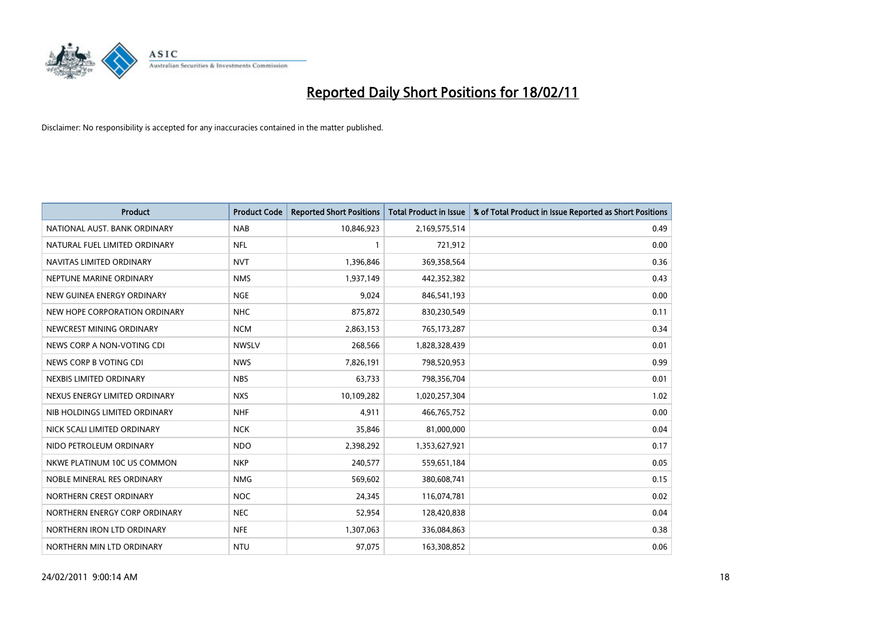# Reported Daily Short Positions for 18/02/11

Disclaimer: No responsibility is accepted for any inaccuracies contained in the matter published.

| Product | Product Code | Reported Short Positions | Total Product in Issue | % of Total Product in Issue Reported as Short Positions |
|---|---|---|---|---|
| NATIONAL AUST. BANK ORDINARY | NAB | 10,846,923 | 2,169,575,514 | 0.49 |
| NATURAL FUEL LIMITED ORDINARY | NFL | 1 | 721,912 | 0.00 |
| NAVITAS LIMITED ORDINARY | NVT | 1,396,846 | 369,358,564 | 0.36 |
| NEPTUNE MARINE ORDINARY | NMS | 1,937,149 | 442,352,382 | 0.43 |
| NEW GUINEA ENERGY ORDINARY | NGE | 9,024 | 846,541,193 | 0.00 |
| NEW HOPE CORPORATION ORDINARY | NHC | 875,872 | 830,230,549 | 0.11 |
| NEWCREST MINING ORDINARY | NCM | 2,863,153 | 765,173,287 | 0.34 |
| NEWS CORP A NON-VOTING CDI | NWSLV | 268,566 | 1,828,328,439 | 0.01 |
| NEWS CORP B VOTING CDI | NWS | 7,826,191 | 798,520,953 | 0.99 |
| NEXBIS LIMITED ORDINARY | NBS | 63,733 | 798,356,704 | 0.01 |
| NEXUS ENERGY LIMITED ORDINARY | NXS | 10,109,282 | 1,020,257,304 | 1.02 |
| NIB HOLDINGS LIMITED ORDINARY | NHF | 4,911 | 466,765,752 | 0.00 |
| NICK SCALI LIMITED ORDINARY | NCK | 35,846 | 81,000,000 | 0.04 |
| NIDO PETROLEUM ORDINARY | NDO | 2,398,292 | 1,353,627,921 | 0.17 |
| NKWE PLATINUM 10C US COMMON | NKP | 240,577 | 559,651,184 | 0.05 |
| NOBLE MINERAL RES ORDINARY | NMG | 569,602 | 380,608,741 | 0.15 |
| NORTHERN CREST ORDINARY | NOC | 24,345 | 116,074,781 | 0.02 |
| NORTHERN ENERGY CORP ORDINARY | NEC | 52,954 | 128,420,838 | 0.04 |
| NORTHERN IRON LTD ORDINARY | NFE | 1,307,063 | 336,084,863 | 0.38 |
| NORTHERN MIN LTD ORDINARY | NTU | 97,075 | 163,308,852 | 0.06 |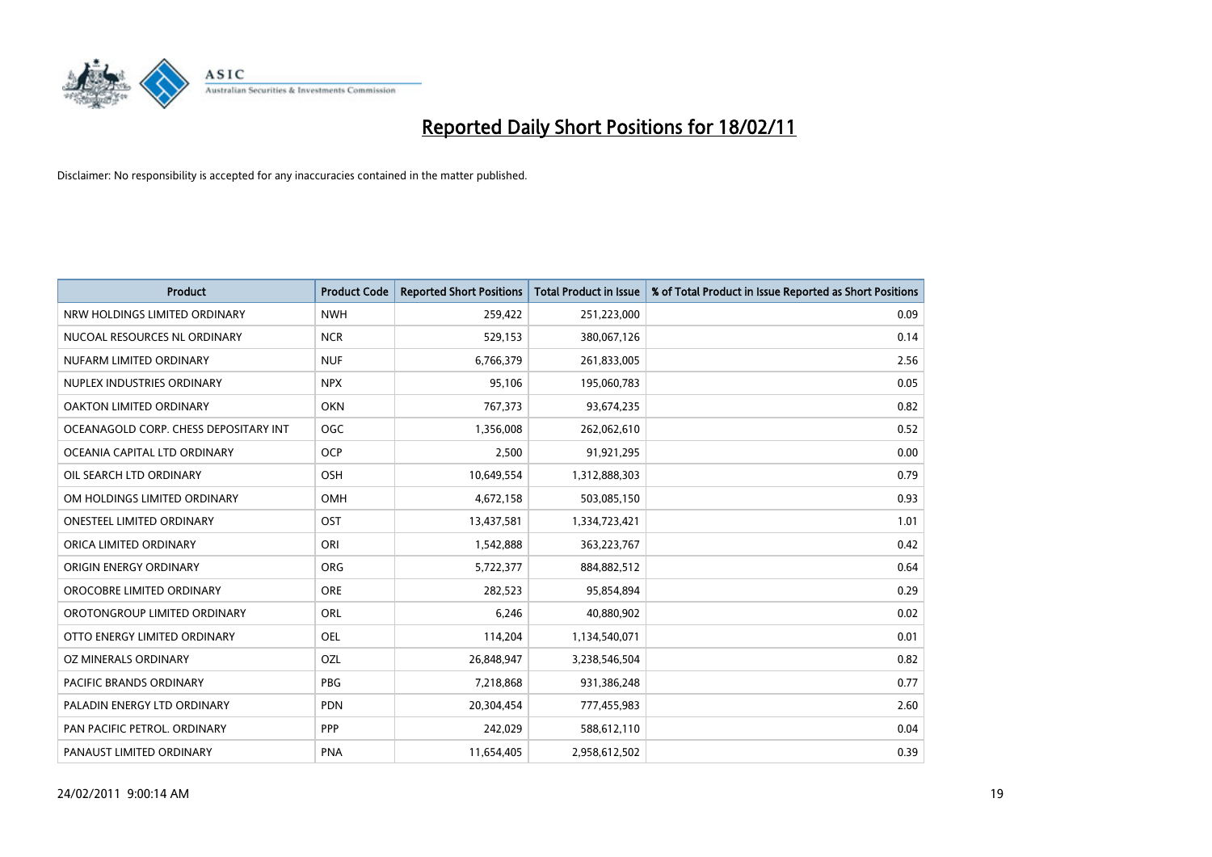# Reported Daily Short Positions for 18/02/11

Disclaimer: No responsibility is accepted for any inaccuracies contained in the matter published.

| Product | Product Code | Reported Short Positions | Total Product in Issue | % of Total Product in Issue Reported as Short Positions |
|---|---|---|---|---|
| NRW HOLDINGS LIMITED ORDINARY | NWH | 259,422 | 251,223,000 | 0.09 |
| NUCOAL RESOURCES NL ORDINARY | NCR | 529,153 | 380,067,126 | 0.14 |
| NUFARM LIMITED ORDINARY | NUF | 6,766,379 | 261,833,005 | 2.56 |
| NUPLEX INDUSTRIES ORDINARY | NPX | 95,106 | 195,060,783 | 0.05 |
| OAKTON LIMITED ORDINARY | OKN | 767,373 | 93,674,235 | 0.82 |
| OCEANAGOLD CORP. CHESS DEPOSITARY INT | OGC | 1,356,008 | 262,062,610 | 0.52 |
| OCEANIA CAPITAL LTD ORDINARY | OCP | 2,500 | 91,921,295 | 0.00 |
| OIL SEARCH LTD ORDINARY | OSH | 10,649,554 | 1,312,888,303 | 0.79 |
| OM HOLDINGS LIMITED ORDINARY | OMH | 4,672,158 | 503,085,150 | 0.93 |
| ONESTEEL LIMITED ORDINARY | OST | 13,437,581 | 1,334,723,421 | 1.01 |
| ORICA LIMITED ORDINARY | ORI | 1,542,888 | 363,223,767 | 0.42 |
| ORIGIN ENERGY ORDINARY | ORG | 5,722,377 | 884,882,512 | 0.64 |
| OROCOBRE LIMITED ORDINARY | ORE | 282,523 | 95,854,894 | 0.29 |
| OROTONGROUP LIMITED ORDINARY | ORL | 6,246 | 40,880,902 | 0.02 |
| OTTO ENERGY LIMITED ORDINARY | OEL | 114,204 | 1,134,540,071 | 0.01 |
| OZ MINERALS ORDINARY | OZL | 26,848,947 | 3,238,546,504 | 0.82 |
| PACIFIC BRANDS ORDINARY | PBG | 7,218,868 | 931,386,248 | 0.77 |
| PALADIN ENERGY LTD ORDINARY | PDN | 20,304,454 | 777,455,983 | 2.60 |
| PAN PACIFIC PETROL. ORDINARY | PPP | 242,029 | 588,612,110 | 0.04 |
| PANAUST LIMITED ORDINARY | PNA | 11,654,405 | 2,958,612,502 | 0.39 |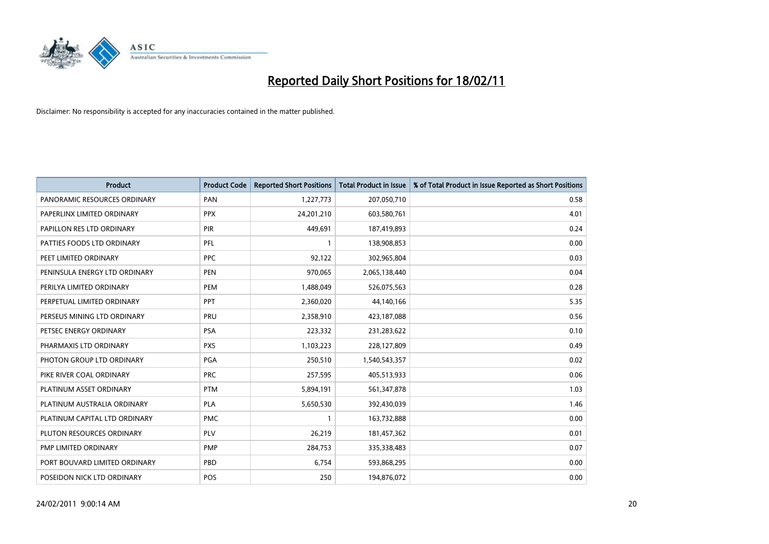# Reported Daily Short Positions for 18/02/11

Disclaimer: No responsibility is accepted for any inaccuracies contained in the matter published.

| Product | Product Code | Reported Short Positions | Total Product in Issue | % of Total Product in Issue Reported as Short Positions |
|---|---|---|---|---|
| PANORAMIC RESOURCES ORDINARY | PAN | 1,227,773 | 207,050,710 | 0.58 |
| PAPERLINX LIMITED ORDINARY | PPX | 24,201,210 | 603,580,761 | 4.01 |
| PAPILLON RES LTD ORDINARY | PIR | 449,691 | 187,419,893 | 0.24 |
| PATTIES FOODS LTD ORDINARY | PFL | 1 | 138,908,853 | 0.00 |
| PEET LIMITED ORDINARY | PPC | 92,122 | 302,965,804 | 0.03 |
| PENINSULA ENERGY LTD ORDINARY | PEN | 970,065 | 2,065,138,440 | 0.04 |
| PERILYA LIMITED ORDINARY | PEM | 1,488,049 | 526,075,563 | 0.28 |
| PERPETUAL LIMITED ORDINARY | PPT | 2,360,020 | 44,140,166 | 5.35 |
| PERSEUS MINING LTD ORDINARY | PRU | 2,358,910 | 423,187,088 | 0.56 |
| PETSEC ENERGY ORDINARY | PSA | 223,332 | 231,283,622 | 0.10 |
| PHARMAXIS LTD ORDINARY | PXS | 1,103,223 | 228,127,809 | 0.49 |
| PHOTON GROUP LTD ORDINARY | PGA | 250,510 | 1,540,543,357 | 0.02 |
| PIKE RIVER COAL ORDINARY | PRC | 257,595 | 405,513,933 | 0.06 |
| PLATINUM ASSET ORDINARY | PTM | 5,894,191 | 561,347,878 | 1.03 |
| PLATINUM AUSTRALIA ORDINARY | PLA | 5,650,530 | 392,430,039 | 1.46 |
| PLATINUM CAPITAL LTD ORDINARY | PMC | 1 | 163,732,888 | 0.00 |
| PLUTON RESOURCES ORDINARY | PLV | 26,219 | 181,457,362 | 0.01 |
| PMP LIMITED ORDINARY | PMP | 284,753 | 335,338,483 | 0.07 |
| PORT BOUVARD LIMITED ORDINARY | PBD | 6,754 | 593,868,295 | 0.00 |
| POSEIDON NICK LTD ORDINARY | POS | 250 | 194,876,072 | 0.00 |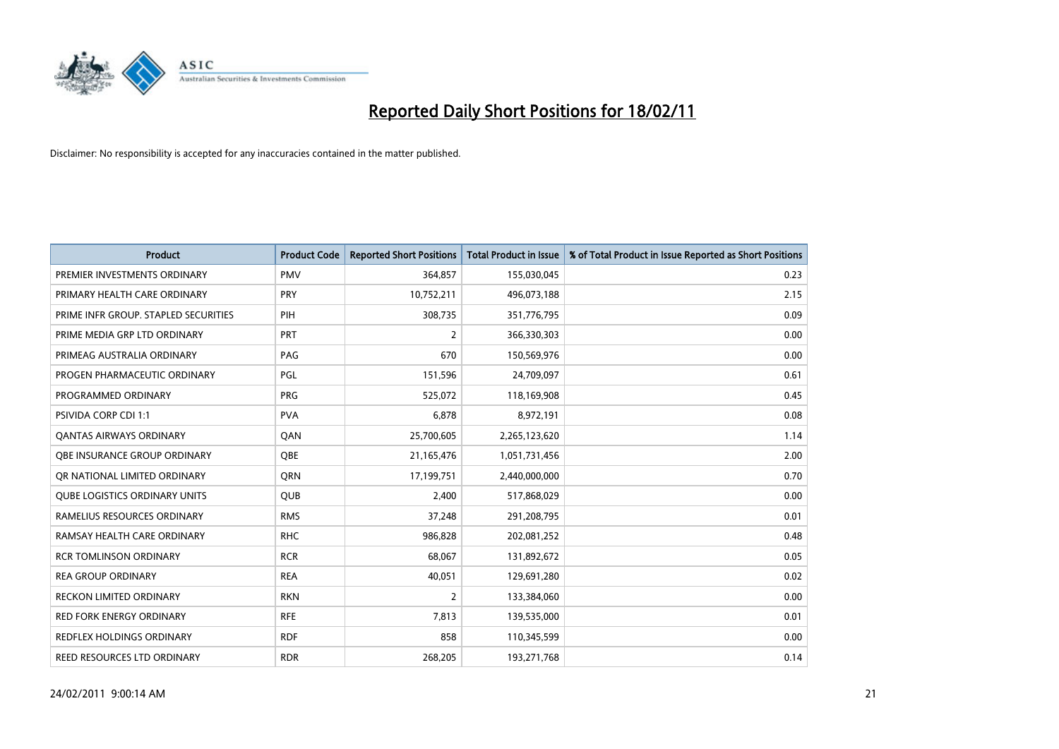# Reported Daily Short Positions for 18/02/11

Disclaimer: No responsibility is accepted for any inaccuracies contained in the matter published.

| Product | Product Code | Reported Short Positions | Total Product in Issue | % of Total Product in Issue Reported as Short Positions |
|---|---|---|---|---|
| PREMIER INVESTMENTS ORDINARY | PMV | 364,857 | 155,030,045 | 0.23 |
| PRIMARY HEALTH CARE ORDINARY | PRY | 10,752,211 | 496,073,188 | 2.15 |
| PRIME INFR GROUP. STAPLED SECURITIES | PIH | 308,735 | 351,776,795 | 0.09 |
| PRIME MEDIA GRP LTD ORDINARY | PRT | 2 | 366,330,303 | 0.00 |
| PRIMEAG AUSTRALIA ORDINARY | PAG | 670 | 150,569,976 | 0.00 |
| PROGEN PHARMACEUTIC ORDINARY | PGL | 151,596 | 24,709,097 | 0.61 |
| PROGRAMMED ORDINARY | PRG | 525,072 | 118,169,908 | 0.45 |
| PSIVIDA CORP CDI 1:1 | PVA | 6,878 | 8,972,191 | 0.08 |
| QANTAS AIRWAYS ORDINARY | QAN | 25,700,605 | 2,265,123,620 | 1.14 |
| QBE INSURANCE GROUP ORDINARY | QBE | 21,165,476 | 1,051,731,456 | 2.00 |
| QR NATIONAL LIMITED ORDINARY | QRN | 17,199,751 | 2,440,000,000 | 0.70 |
| QUBE LOGISTICS ORDINARY UNITS | QUB | 2,400 | 517,868,029 | 0.00 |
| RAMELIUS RESOURCES ORDINARY | RMS | 37,248 | 291,208,795 | 0.01 |
| RAMSAY HEALTH CARE ORDINARY | RHC | 986,828 | 202,081,252 | 0.48 |
| RCR TOMLINSON ORDINARY | RCR | 68,067 | 131,892,672 | 0.05 |
| REA GROUP ORDINARY | REA | 40,051 | 129,691,280 | 0.02 |
| RECKON LIMITED ORDINARY | RKN | 2 | 133,384,060 | 0.00 |
| RED FORK ENERGY ORDINARY | RFE | 7,813 | 139,535,000 | 0.01 |
| REDFLEX HOLDINGS ORDINARY | RDF | 858 | 110,345,599 | 0.00 |
| REED RESOURCES LTD ORDINARY | RDR | 268,205 | 193,271,768 | 0.14 |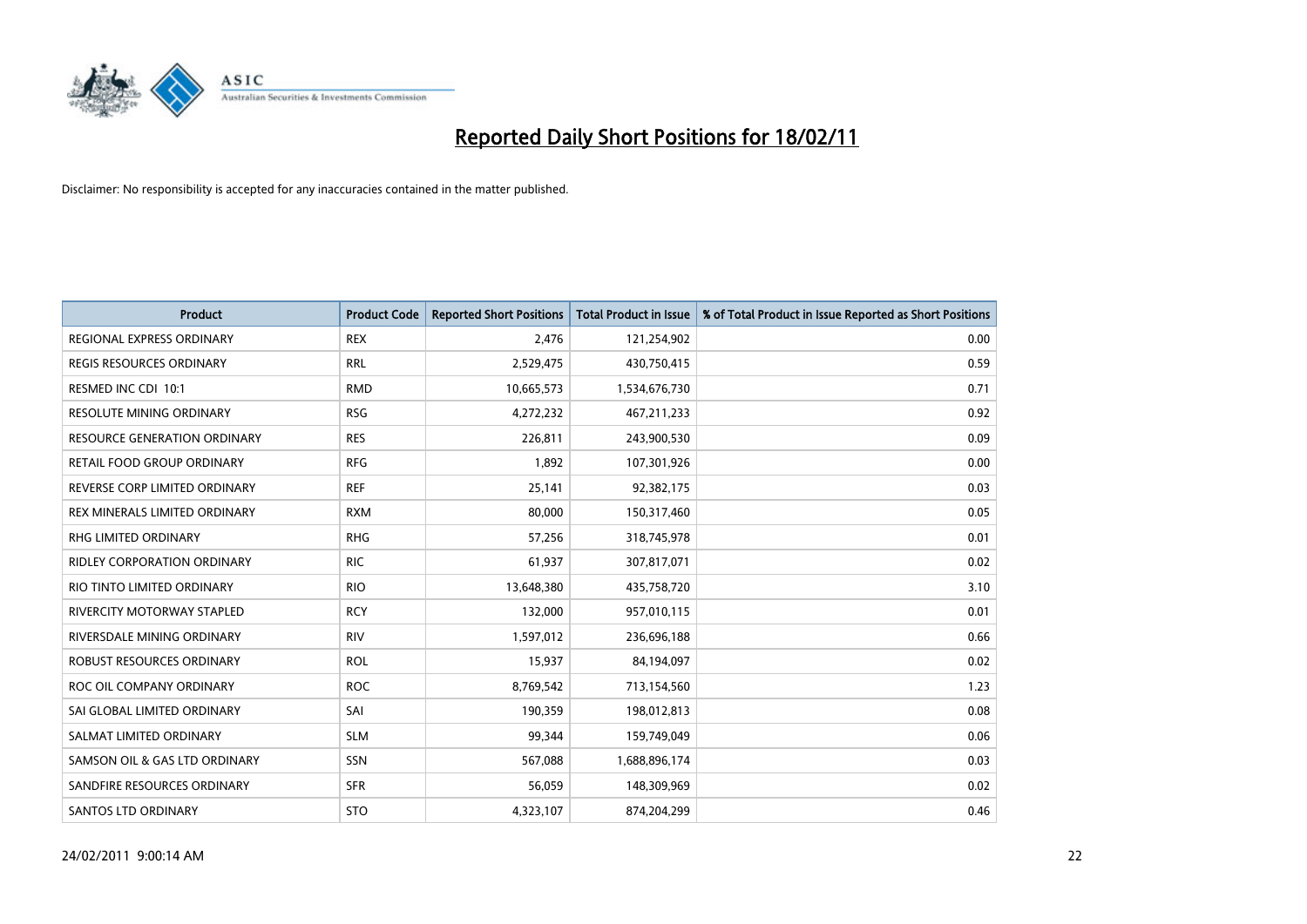# Reported Daily Short Positions for 18/02/11

Disclaimer: No responsibility is accepted for any inaccuracies contained in the matter published.

| Product | Product Code | Reported Short Positions | Total Product in Issue | % of Total Product in Issue Reported as Short Positions |
|---|---|---|---|---|
| REGIONAL EXPRESS ORDINARY | REX | 2,476 | 121,254,902 | 0.00 |
| REGIS RESOURCES ORDINARY | RRL | 2,529,475 | 430,750,415 | 0.59 |
| RESMED INC CDI 10:1 | RMD | 10,665,573 | 1,534,676,730 | 0.71 |
| RESOLUTE MINING ORDINARY | RSG | 4,272,232 | 467,211,233 | 0.92 |
| RESOURCE GENERATION ORDINARY | RES | 226,811 | 243,900,530 | 0.09 |
| RETAIL FOOD GROUP ORDINARY | RFG | 1,892 | 107,301,926 | 0.00 |
| REVERSE CORP LIMITED ORDINARY | REF | 25,141 | 92,382,175 | 0.03 |
| REX MINERALS LIMITED ORDINARY | RXM | 80,000 | 150,317,460 | 0.05 |
| RHG LIMITED ORDINARY | RHG | 57,256 | 318,745,978 | 0.01 |
| RIDLEY CORPORATION ORDINARY | RIC | 61,937 | 307,817,071 | 0.02 |
| RIO TINTO LIMITED ORDINARY | RIO | 13,648,380 | 435,758,720 | 3.10 |
| RIVERCITY MOTORWAY STAPLED | RCY | 132,000 | 957,010,115 | 0.01 |
| RIVERSDALE MINING ORDINARY | RIV | 1,597,012 | 236,696,188 | 0.66 |
| ROBUST RESOURCES ORDINARY | ROL | 15,937 | 84,194,097 | 0.02 |
| ROC OIL COMPANY ORDINARY | ROC | 8,769,542 | 713,154,560 | 1.23 |
| SAI GLOBAL LIMITED ORDINARY | SAI | 190,359 | 198,012,813 | 0.08 |
| SALMAT LIMITED ORDINARY | SLM | 99,344 | 159,749,049 | 0.06 |
| SAMSON OIL & GAS LTD ORDINARY | SSN | 567,088 | 1,688,896,174 | 0.03 |
| SANDFIRE RESOURCES ORDINARY | SFR | 56,059 | 148,309,969 | 0.02 |
| SANTOS LTD ORDINARY | STO | 4,323,107 | 874,204,299 | 0.46 |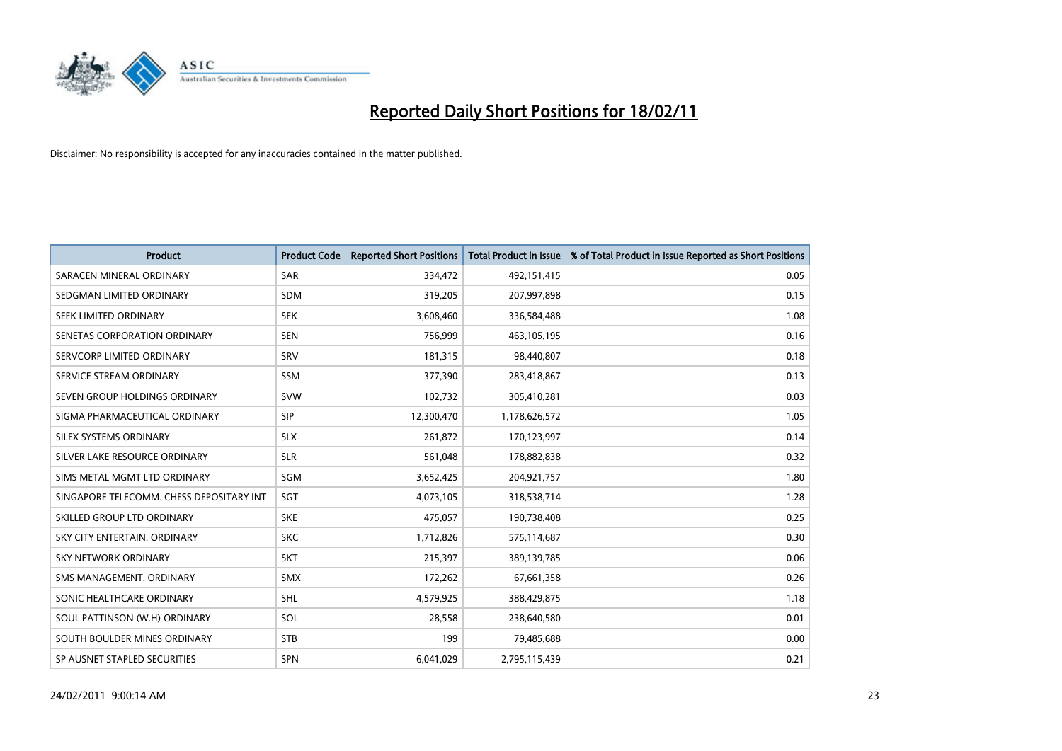# Reported Daily Short Positions for 18/02/11

Disclaimer: No responsibility is accepted for any inaccuracies contained in the matter published.

| Product | Product Code | Reported Short Positions | Total Product in Issue | % of Total Product in Issue Reported as Short Positions |
|---|---|---|---|---|
| SARACEN MINERAL ORDINARY | SAR | 334,472 | 492,151,415 | 0.05 |
| SEDGMAN LIMITED ORDINARY | SDM | 319,205 | 207,997,898 | 0.15 |
| SEEK LIMITED ORDINARY | SEK | 3,608,460 | 336,584,488 | 1.08 |
| SENETAS CORPORATION ORDINARY | SEN | 756,999 | 463,105,195 | 0.16 |
| SERVCORP LIMITED ORDINARY | SRV | 181,315 | 98,440,807 | 0.18 |
| SERVICE STREAM ORDINARY | SSM | 377,390 | 283,418,867 | 0.13 |
| SEVEN GROUP HOLDINGS ORDINARY | SVW | 102,732 | 305,410,281 | 0.03 |
| SIGMA PHARMACEUTICAL ORDINARY | SIP | 12,300,470 | 1,178,626,572 | 1.05 |
| SILEX SYSTEMS ORDINARY | SLX | 261,872 | 170,123,997 | 0.14 |
| SILVER LAKE RESOURCE ORDINARY | SLR | 561,048 | 178,882,838 | 0.32 |
| SIMS METAL MGMT LTD ORDINARY | SGM | 3,652,425 | 204,921,757 | 1.80 |
| SINGAPORE TELECOMM. CHESS DEPOSITARY INT | SGT | 4,073,105 | 318,538,714 | 1.28 |
| SKILLED GROUP LTD ORDINARY | SKE | 475,057 | 190,738,408 | 0.25 |
| SKY CITY ENTERTAIN. ORDINARY | SKC | 1,712,826 | 575,114,687 | 0.30 |
| SKY NETWORK ORDINARY | SKT | 215,397 | 389,139,785 | 0.06 |
| SMS MANAGEMENT. ORDINARY | SMX | 172,262 | 67,661,358 | 0.26 |
| SONIC HEALTHCARE ORDINARY | SHL | 4,579,925 | 388,429,875 | 1.18 |
| SOUL PATTINSON (W.H) ORDINARY | SOL | 28,558 | 238,640,580 | 0.01 |
| SOUTH BOULDER MINES ORDINARY | STB | 199 | 79,485,688 | 0.00 |
| SP AUSNET STAPLED SECURITIES | SPN | 6,041,029 | 2,795,115,439 | 0.21 |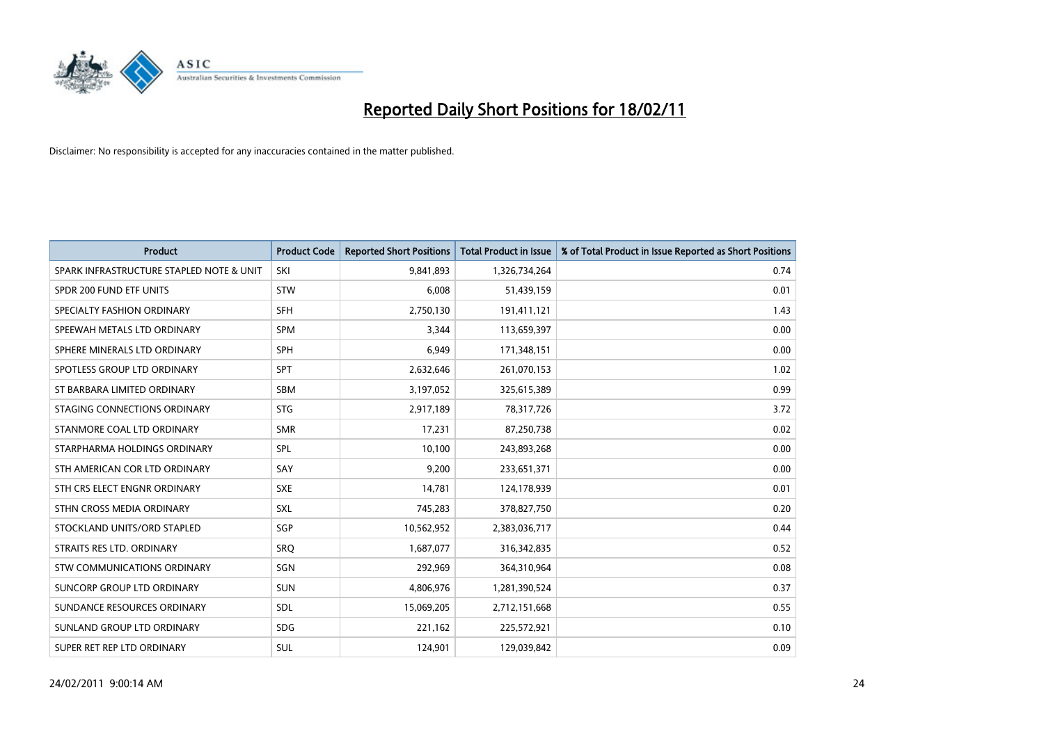# Reported Daily Short Positions for 18/02/11

Disclaimer: No responsibility is accepted for any inaccuracies contained in the matter published.

| Product | Product Code | Reported Short Positions | Total Product in Issue | % of Total Product in Issue Reported as Short Positions |
|---|---|---|---|---|
| SPARK INFRASTRUCTURE STAPLED NOTE & UNIT | SKI | 9,841,893 | 1,326,734,264 | 0.74 |
| SPDR 200 FUND ETF UNITS | STW | 6,008 | 51,439,159 | 0.01 |
| SPECIALTY FASHION ORDINARY | SFH | 2,750,130 | 191,411,121 | 1.43 |
| SPEEWAH METALS LTD ORDINARY | SPM | 3,344 | 113,659,397 | 0.00 |
| SPHERE MINERALS LTD ORDINARY | SPH | 6,949 | 171,348,151 | 0.00 |
| SPOTLESS GROUP LTD ORDINARY | SPT | 2,632,646 | 261,070,153 | 1.02 |
| ST BARBARA LIMITED ORDINARY | SBM | 3,197,052 | 325,615,389 | 0.99 |
| STAGING CONNECTIONS ORDINARY | STG | 2,917,189 | 78,317,726 | 3.72 |
| STANMORE COAL LTD ORDINARY | SMR | 17,231 | 87,250,738 | 0.02 |
| STARPHARMA HOLDINGS ORDINARY | SPL | 10,100 | 243,893,268 | 0.00 |
| STH AMERICAN COR LTD ORDINARY | SAY | 9,200 | 233,651,371 | 0.00 |
| STH CRS ELECT ENGNR ORDINARY | SXE | 14,781 | 124,178,939 | 0.01 |
| STHN CROSS MEDIA ORDINARY | SXL | 745,283 | 378,827,750 | 0.20 |
| STOCKLAND UNITS/ORD STAPLED | SGP | 10,562,952 | 2,383,036,717 | 0.44 |
| STRAITS RES LTD. ORDINARY | SRQ | 1,687,077 | 316,342,835 | 0.52 |
| STW COMMUNICATIONS ORDINARY | SGN | 292,969 | 364,310,964 | 0.08 |
| SUNCORP GROUP LTD ORDINARY | SUN | 4,806,976 | 1,281,390,524 | 0.37 |
| SUNDANCE RESOURCES ORDINARY | SDL | 15,069,205 | 2,712,151,668 | 0.55 |
| SUNLAND GROUP LTD ORDINARY | SDG | 221,162 | 225,572,921 | 0.10 |
| SUPER RET REP LTD ORDINARY | SUL | 124,901 | 129,039,842 | 0.09 |

24/02/2011 9:00:14 AM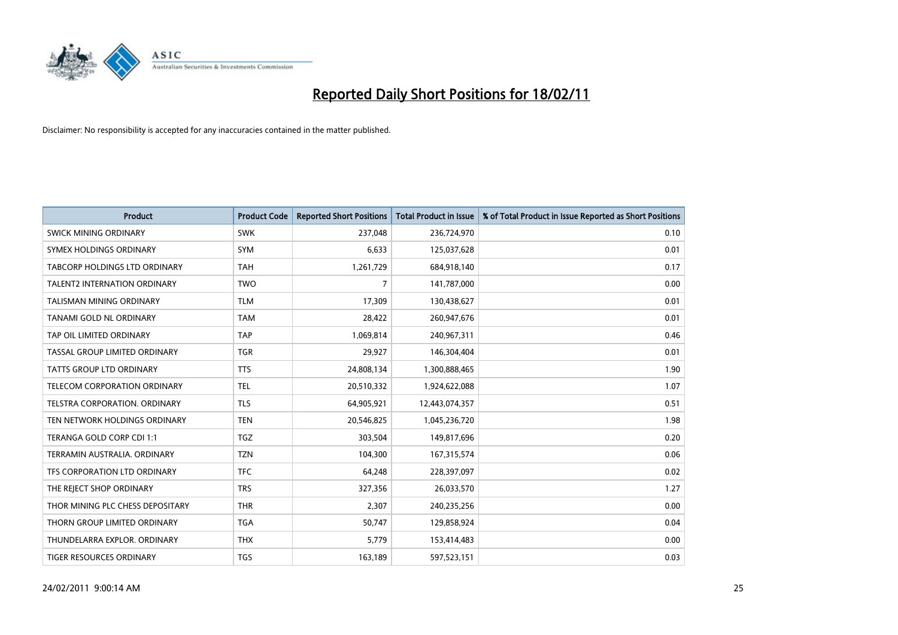# Reported Daily Short Positions for 18/02/11

Disclaimer: No responsibility is accepted for any inaccuracies contained in the matter published.

| Product | Product Code | Reported Short Positions | Total Product in Issue | % of Total Product in Issue Reported as Short Positions |
|---|---|---|---|---|
| SWICK MINING ORDINARY | SWK | 237,048 | 236,724,970 | 0.10 |
| SYMEX HOLDINGS ORDINARY | SYM | 6,633 | 125,037,628 | 0.01 |
| TABCORP HOLDINGS LTD ORDINARY | TAH | 1,261,729 | 684,918,140 | 0.17 |
| TALENT2 INTERNATION ORDINARY | TWO | 7 | 141,787,000 | 0.00 |
| TALISMAN MINING ORDINARY | TLM | 17,309 | 130,438,627 | 0.01 |
| TANAMI GOLD NL ORDINARY | TAM | 28,422 | 260,947,676 | 0.01 |
| TAP OIL LIMITED ORDINARY | TAP | 1,069,814 | 240,967,311 | 0.46 |
| TASSAL GROUP LIMITED ORDINARY | TGR | 29,927 | 146,304,404 | 0.01 |
| TATTS GROUP LTD ORDINARY | TTS | 24,808,134 | 1,300,888,465 | 1.90 |
| TELECOM CORPORATION ORDINARY | TEL | 20,510,332 | 1,924,622,088 | 1.07 |
| TELSTRA CORPORATION. ORDINARY | TLS | 64,905,921 | 12,443,074,357 | 0.51 |
| TEN NETWORK HOLDINGS ORDINARY | TEN | 20,546,825 | 1,045,236,720 | 1.98 |
| TERANGA GOLD CORP CDI 1:1 | TGZ | 303,504 | 149,817,696 | 0.20 |
| TERRAMIN AUSTRALIA. ORDINARY | TZN | 104,300 | 167,315,574 | 0.06 |
| TFS CORPORATION LTD ORDINARY | TFC | 64,248 | 228,397,097 | 0.02 |
| THE REJECT SHOP ORDINARY | TRS | 327,356 | 26,033,570 | 1.27 |
| THOR MINING PLC CHESS DEPOSITARY | THR | 2,307 | 240,235,256 | 0.00 |
| THORN GROUP LIMITED ORDINARY | TGA | 50,747 | 129,858,924 | 0.04 |
| THUNDELARRA EXPLOR. ORDINARY | THX | 5,779 | 153,414,483 | 0.00 |
| TIGER RESOURCES ORDINARY | TGS | 163,189 | 597,523,151 | 0.03 |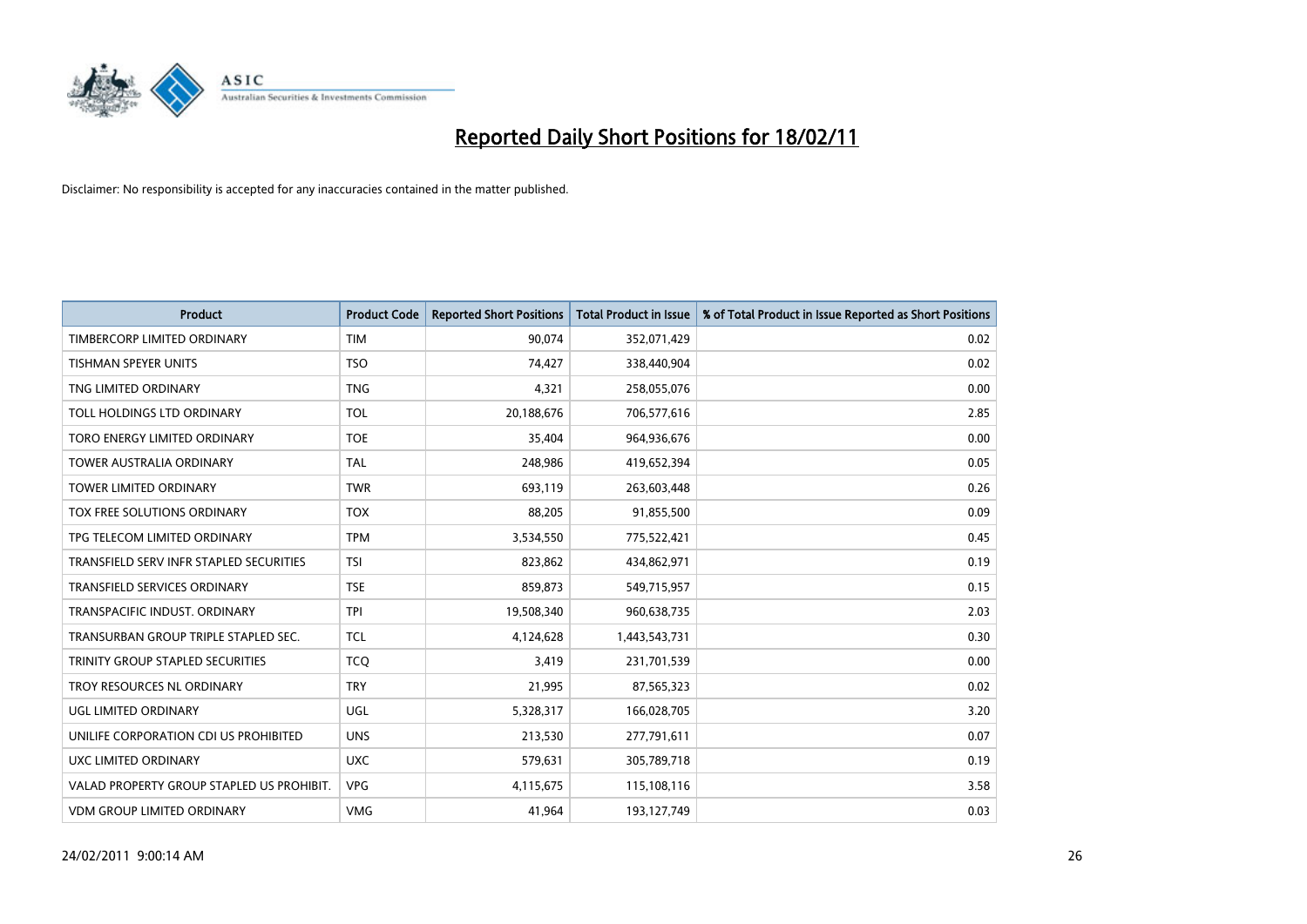# Reported Daily Short Positions for 18/02/11

Disclaimer: No responsibility is accepted for any inaccuracies contained in the matter published.

| Product | Product Code | Reported Short Positions | Total Product in Issue | % of Total Product in Issue Reported as Short Positions |
|---|---|---|---|---|
| TIMBERCORP LIMITED ORDINARY | TIM | 90,074 | 352,071,429 | 0.02 |
| TISHMAN SPEYER UNITS | TSO | 74,427 | 338,440,904 | 0.02 |
| TNG LIMITED ORDINARY | TNG | 4,321 | 258,055,076 | 0.00 |
| TOLL HOLDINGS LTD ORDINARY | TOL | 20,188,676 | 706,577,616 | 2.85 |
| TORO ENERGY LIMITED ORDINARY | TOE | 35,404 | 964,936,676 | 0.00 |
| TOWER AUSTRALIA ORDINARY | TAL | 248,986 | 419,652,394 | 0.05 |
| TOWER LIMITED ORDINARY | TWR | 693,119 | 263,603,448 | 0.26 |
| TOX FREE SOLUTIONS ORDINARY | TOX | 88,205 | 91,855,500 | 0.09 |
| TPG TELECOM LIMITED ORDINARY | TPM | 3,534,550 | 775,522,421 | 0.45 |
| TRANSFIELD SERV INFR STAPLED SECURITIES | TSI | 823,862 | 434,862,971 | 0.19 |
| TRANSFIELD SERVICES ORDINARY | TSE | 859,873 | 549,715,957 | 0.15 |
| TRANSPACIFIC INDUST. ORDINARY | TPI | 19,508,340 | 960,638,735 | 2.03 |
| TRANSURBAN GROUP TRIPLE STAPLED SEC. | TCL | 4,124,628 | 1,443,543,731 | 0.30 |
| TRINITY GROUP STAPLED SECURITIES | TCQ | 3,419 | 231,701,539 | 0.00 |
| TROY RESOURCES NL ORDINARY | TRY | 21,995 | 87,565,323 | 0.02 |
| UGL LIMITED ORDINARY | UGL | 5,328,317 | 166,028,705 | 3.20 |
| UNILIFE CORPORATION CDI US PROHIBITED | UNS | 213,530 | 277,791,611 | 0.07 |
| UXC LIMITED ORDINARY | UXC | 579,631 | 305,789,718 | 0.19 |
| VALAD PROPERTY GROUP STAPLED US PROHIBIT. | VPG | 4,115,675 | 115,108,116 | 3.58 |
| VDM GROUP LIMITED ORDINARY | VMG | 41,964 | 193,127,749 | 0.03 |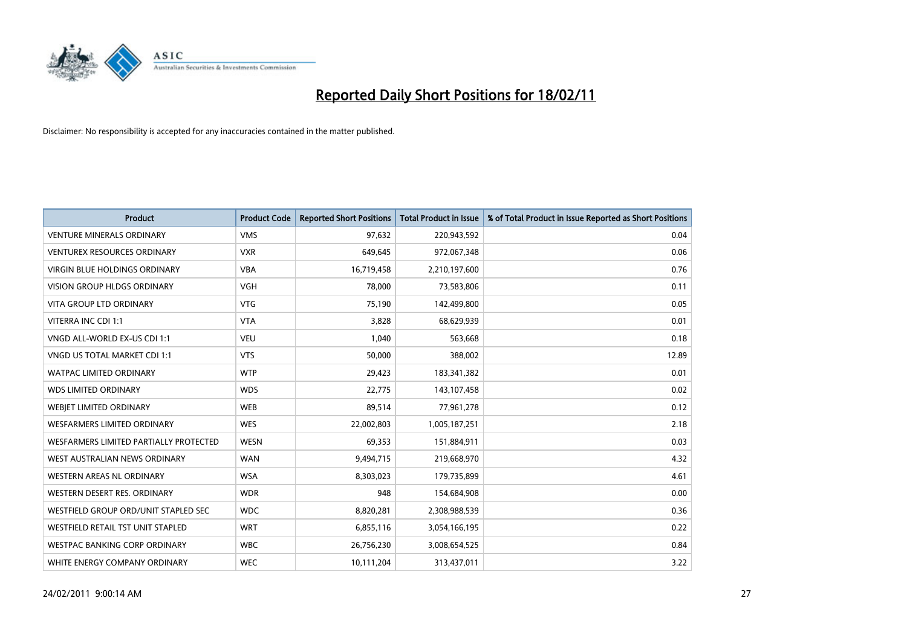# Reported Daily Short Positions for 18/02/11

Disclaimer: No responsibility is accepted for any inaccuracies contained in the matter published.

| Product | Product Code | Reported Short Positions | Total Product in Issue | % of Total Product in Issue Reported as Short Positions |
|---|---|---|---|---|
| VENTURE MINERALS ORDINARY | VMS | 97,632 | 220,943,592 | 0.04 |
| VENTUREX RESOURCES ORDINARY | VXR | 649,645 | 972,067,348 | 0.06 |
| VIRGIN BLUE HOLDINGS ORDINARY | VBA | 16,719,458 | 2,210,197,600 | 0.76 |
| VISION GROUP HLDGS ORDINARY | VGH | 78,000 | 73,583,806 | 0.11 |
| VITA GROUP LTD ORDINARY | VTG | 75,190 | 142,499,800 | 0.05 |
| VITERRA INC CDI 1:1 | VTA | 3,828 | 68,629,939 | 0.01 |
| VNGD ALL-WORLD EX-US CDI 1:1 | VEU | 1,040 | 563,668 | 0.18 |
| VNGD US TOTAL MARKET CDI 1:1 | VTS | 50,000 | 388,002 | 12.89 |
| WATPAC LIMITED ORDINARY | WTP | 29,423 | 183,341,382 | 0.01 |
| WDS LIMITED ORDINARY | WDS | 22,775 | 143,107,458 | 0.02 |
| WEBJET LIMITED ORDINARY | WEB | 89,514 | 77,961,278 | 0.12 |
| WESFARMERS LIMITED ORDINARY | WES | 22,002,803 | 1,005,187,251 | 2.18 |
| WESFARMERS LIMITED PARTIALLY PROTECTED | WESN | 69,353 | 151,884,911 | 0.03 |
| WEST AUSTRALIAN NEWS ORDINARY | WAN | 9,494,715 | 219,668,970 | 4.32 |
| WESTERN AREAS NL ORDINARY | WSA | 8,303,023 | 179,735,899 | 4.61 |
| WESTERN DESERT RES. ORDINARY | WDR | 948 | 154,684,908 | 0.00 |
| WESTFIELD GROUP ORD/UNIT STAPLED SEC | WDC | 8,820,281 | 2,308,988,539 | 0.36 |
| WESTFIELD RETAIL TST UNIT STAPLED | WRT | 6,855,116 | 3,054,166,195 | 0.22 |
| WESTPAC BANKING CORP ORDINARY | WBC | 26,756,230 | 3,008,654,525 | 0.84 |
| WHITE ENERGY COMPANY ORDINARY | WEC | 10,111,204 | 313,437,011 | 3.22 |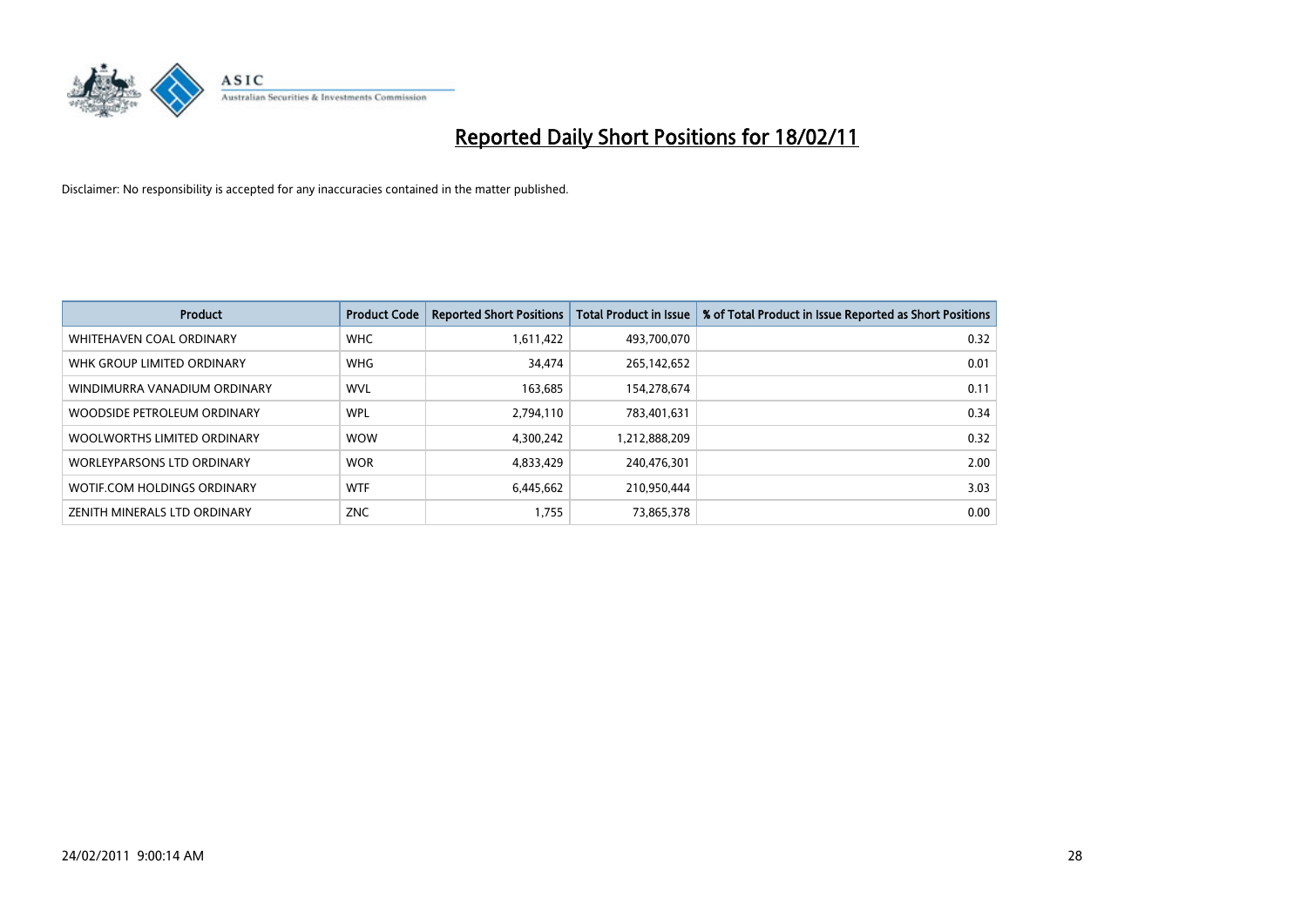# Reported Daily Short Positions for 18/02/11

Disclaimer: No responsibility is accepted for any inaccuracies contained in the matter published.

| Product | Product Code | Reported Short Positions | Total Product in Issue | % of Total Product in Issue Reported as Short Positions |
|---|---|---|---|---|
| WHITEHAVEN COAL ORDINARY | WHC | 1,611,422 | 493,700,070 | 0.32 |
| WHK GROUP LIMITED ORDINARY | WHG | 34,474 | 265,142,652 | 0.01 |
| WINDIMURRA VANADIUM ORDINARY | WVL | 163,685 | 154,278,674 | 0.11 |
| WOODSIDE PETROLEUM ORDINARY | WPL | 2,794,110 | 783,401,631 | 0.34 |
| WOOLWORTHS LIMITED ORDINARY | WOW | 4,300,242 | 1,212,888,209 | 0.32 |
| WORLEYPARSONS LTD ORDINARY | WOR | 4,833,429 | 240,476,301 | 2.00 |
| WOTIF.COM HOLDINGS ORDINARY | WTF | 6,445,662 | 210,950,444 | 3.03 |
| ZENITH MINERALS LTD ORDINARY | ZNC | 1,755 | 73,865,378 | 0.00 |